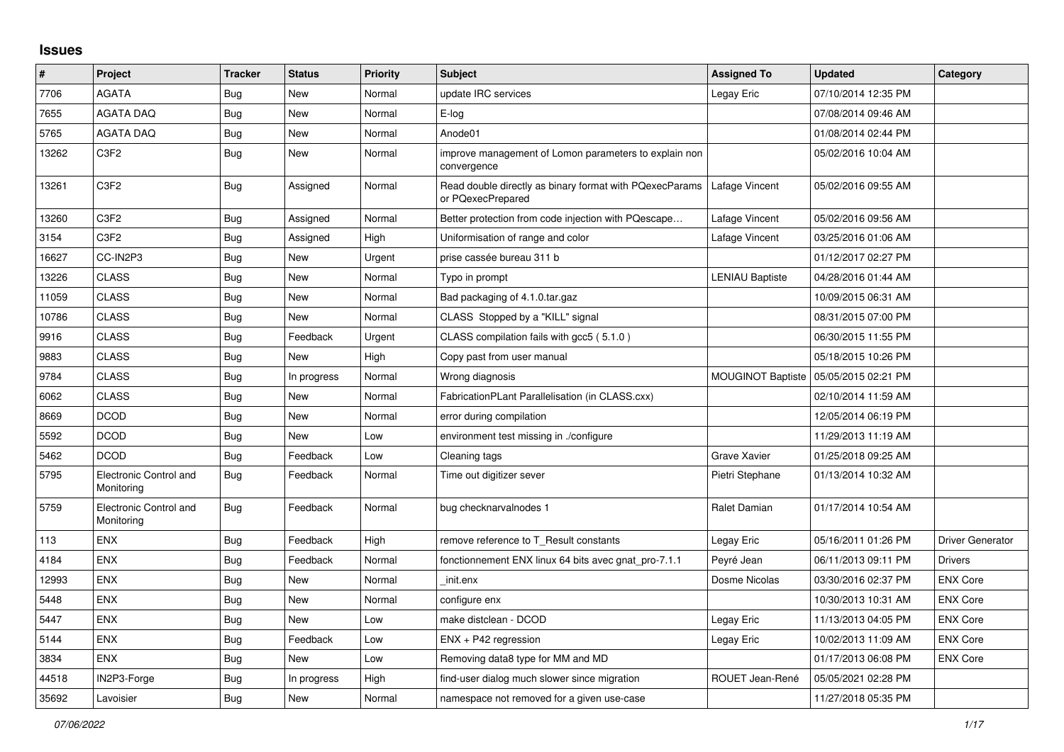# Issues

| # | Project | Tracker | Status | Priority | Subject | Assigned To | Updated | Category |
|---|---|---|---|---|---|---|---|---|
| 7706 | AGATA | Bug | New | Normal | update IRC services | Legay Eric | 07/10/2014 12:35 PM | |
| 7655 | AGATA DAQ | Bug | New | Normal | E-log | | 07/08/2014 09:46 AM | |
| 5765 | AGATA DAQ | Bug | New | Normal | Anode01 | | 01/08/2014 02:44 PM | |
| 13262 | C3F2 | Bug | New | Normal | improve management of Lomon parameters to explain non convergence | | 05/02/2016 10:04 AM | |
| 13261 | C3F2 | Bug | Assigned | Normal | Read double directly as binary format with PQexecParams or PQexecPrepared | Lafage Vincent | 05/02/2016 09:55 AM | |
| 13260 | C3F2 | Bug | Assigned | Normal | Better protection from code injection with PQescape… | Lafage Vincent | 05/02/2016 09:56 AM | |
| 3154 | C3F2 | Bug | Assigned | High | Uniformisation of range and color | Lafage Vincent | 03/25/2016 01:06 AM | |
| 16627 | CC-IN2P3 | Bug | New | Urgent | prise cassée bureau 311 b | | 01/12/2017 02:27 PM | |
| 13226 | CLASS | Bug | New | Normal | Typo in prompt | LENIAU Baptiste | 04/28/2016 01:44 AM | |
| 11059 | CLASS | Bug | New | Normal | Bad packaging of 4.1.0.tar.gaz | | 10/09/2015 06:31 AM | |
| 10786 | CLASS | Bug | New | Normal | CLASS Stopped by a "KILL" signal | | 08/31/2015 07:00 PM | |
| 9916 | CLASS | Bug | Feedback | Urgent | CLASS compilation fails with gcc5 ( 5.1.0 ) | | 06/30/2015 11:55 PM | |
| 9883 | CLASS | Bug | New | High | Copy past from user manual | | 05/18/2015 10:26 PM | |
| 9784 | CLASS | Bug | In progress | Normal | Wrong diagnosis | MOUGINOT Baptiste | 05/05/2015 02:21 PM | |
| 6062 | CLASS | Bug | New | Normal | FabricationPLant Parallelisation (in CLASS.cxx) | | 02/10/2014 11:59 AM | |
| 8669 | DCOD | Bug | New | Normal | error during compilation | | 12/05/2014 06:19 PM | |
| 5592 | DCOD | Bug | New | Low | environment test missing in ./configure | | 11/29/2013 11:19 AM | |
| 5462 | DCOD | Bug | Feedback | Low | Cleaning tags | Grave Xavier | 01/25/2018 09:25 AM | |
| 5795 | Electronic Control and Monitoring | Bug | Feedback | Normal | Time out digitizer sever | Pietri Stephane | 01/13/2014 10:32 AM | |
| 5759 | Electronic Control and Monitoring | Bug | Feedback | Normal | bug checknarvalnodes 1 | Ralet Damian | 01/17/2014 10:54 AM | |
| 113 | ENX | Bug | Feedback | High | remove reference to T_Result constants | Legay Eric | 05/16/2011 01:26 PM | Driver Generator |
| 4184 | ENX | Bug | Feedback | Normal | fonctionnement ENX linux 64 bits avec gnat_pro-7.1.1 | Peyré Jean | 06/11/2013 09:11 PM | Drivers |
| 12993 | ENX | Bug | New | Normal | _init.enx | Dosme Nicolas | 03/30/2016 02:37 PM | ENX Core |
| 5448 | ENX | Bug | New | Normal | configure enx | | 10/30/2013 10:31 AM | ENX Core |
| 5447 | ENX | Bug | New | Low | make distclean - DCOD | Legay Eric | 11/13/2013 04:05 PM | ENX Core |
| 5144 | ENX | Bug | Feedback | Low | ENX + P42 regression | Legay Eric | 10/02/2013 11:09 AM | ENX Core |
| 3834 | ENX | Bug | New | Low | Removing data8 type for MM and MD | | 01/17/2013 06:08 PM | ENX Core |
| 44518 | IN2P3-Forge | Bug | In progress | High | find-user dialog much slower since migration | ROUET Jean-René | 05/05/2021 02:28 PM | |
| 35692 | Lavoisier | Bug | New | Normal | namespace not removed for a given use-case | | 11/27/2018 05:35 PM | |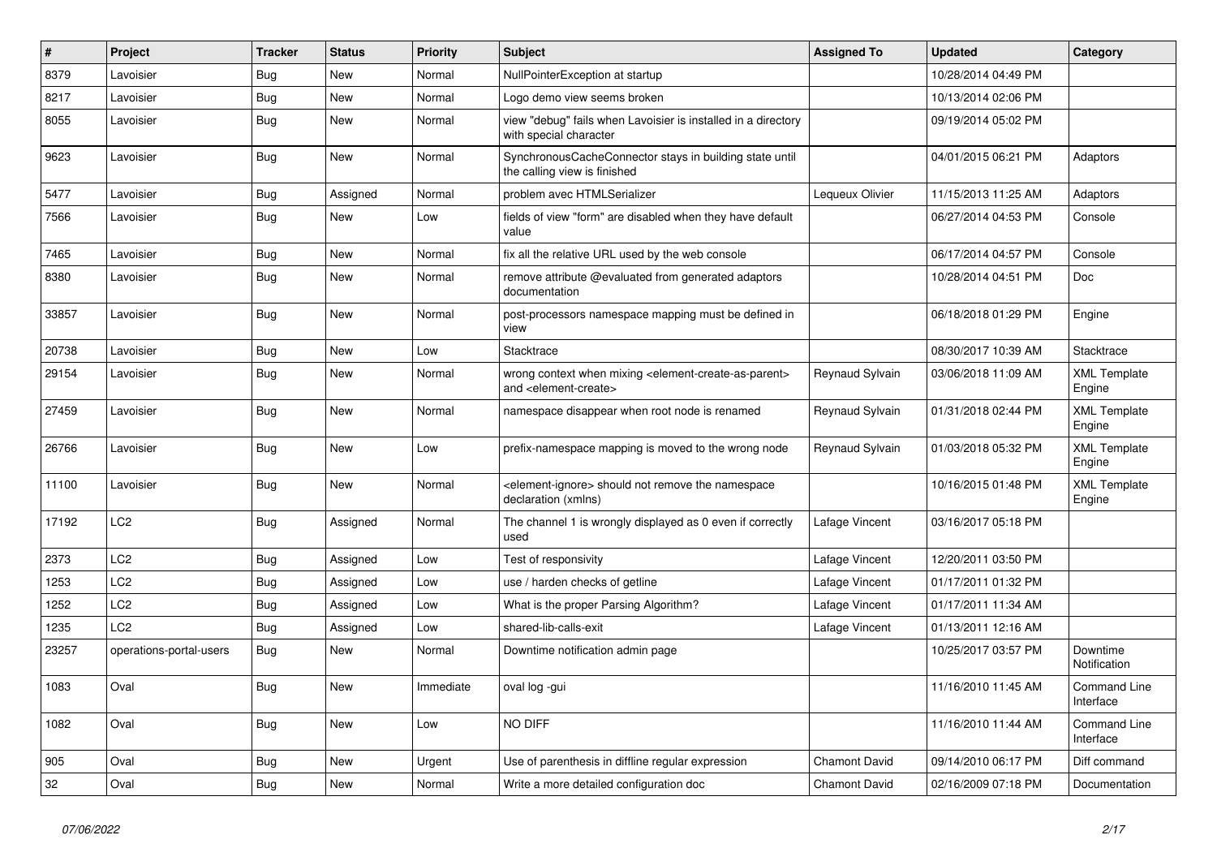| # | Project | Tracker | Status | Priority | Subject | Assigned To | Updated | Category |
|---|---|---|---|---|---|---|---|---|
| 8379 | Lavoisier | Bug | New | Normal | NullPointerException at startup | | 10/28/2014 04:49 PM | |
| 8217 | Lavoisier | Bug | New | Normal | Logo demo view seems broken | | 10/13/2014 02:06 PM | |
| 8055 | Lavoisier | Bug | New | Normal | view "debug" fails when Lavoisier is installed in a directory with special character | | 09/19/2014 05:02 PM | |
| 9623 | Lavoisier | Bug | New | Normal | SynchronousCacheConnector stays in building state until the calling view is finished | | 04/01/2015 06:21 PM | Adaptors |
| 5477 | Lavoisier | Bug | Assigned | Normal | problem avec HTMLSerializer | Lequeux Olivier | 11/15/2013 11:25 AM | Adaptors |
| 7566 | Lavoisier | Bug | New | Low | fields of view "form" are disabled when they have default value | | 06/27/2014 04:53 PM | Console |
| 7465 | Lavoisier | Bug | New | Normal | fix all the relative URL used by the web console | | 06/17/2014 04:57 PM | Console |
| 8380 | Lavoisier | Bug | New | Normal | remove attribute @evaluated from generated adaptors documentation | | 10/28/2014 04:51 PM | Doc |
| 33857 | Lavoisier | Bug | New | Normal | post-processors namespace mapping must be defined in view | | 06/18/2018 01:29 PM | Engine |
| 20738 | Lavoisier | Bug | New | Low | Stacktrace | | 08/30/2017 10:39 AM | Stacktrace |
| 29154 | Lavoisier | Bug | New | Normal | wrong context when mixing <element-create-as-parent> and <element-create> | Reynaud Sylvain | 03/06/2018 11:09 AM | XML Template Engine |
| 27459 | Lavoisier | Bug | New | Normal | namespace disappear when root node is renamed | Reynaud Sylvain | 01/31/2018 02:44 PM | XML Template Engine |
| 26766 | Lavoisier | Bug | New | Low | prefix-namespace mapping is moved to the wrong node | Reynaud Sylvain | 01/03/2018 05:32 PM | XML Template Engine |
| 11100 | Lavoisier | Bug | New | Normal | <element-ignore> should not remove the namespace declaration (xmlns) | | 10/16/2015 01:48 PM | XML Template Engine |
| 17192 | LC2 | Bug | Assigned | Normal | The channel 1 is wrongly displayed as 0 even if correctly used | Lafage Vincent | 03/16/2017 05:18 PM | |
| 2373 | LC2 | Bug | Assigned | Low | Test of responsivity | Lafage Vincent | 12/20/2011 03:50 PM | |
| 1253 | LC2 | Bug | Assigned | Low | use / harden checks of getline | Lafage Vincent | 01/17/2011 01:32 PM | |
| 1252 | LC2 | Bug | Assigned | Low | What is the proper Parsing Algorithm? | Lafage Vincent | 01/17/2011 11:34 AM | |
| 1235 | LC2 | Bug | Assigned | Low | shared-lib-calls-exit | Lafage Vincent | 01/13/2011 12:16 AM | |
| 23257 | operations-portal-users | Bug | New | Normal | Downtime notification admin page | | 10/25/2017 03:57 PM | Downtime Notification |
| 1083 | Oval | Bug | New | Immediate | oval log -gui | | 11/16/2010 11:45 AM | Command Line Interface |
| 1082 | Oval | Bug | New | Low | NO DIFF | | 11/16/2010 11:44 AM | Command Line Interface |
| 905 | Oval | Bug | New | Urgent | Use of parenthesis in diffline regular expression | Chamont David | 09/14/2010 06:17 PM | Diff command |
| 32 | Oval | Bug | New | Normal | Write a more detailed configuration doc | Chamont David | 02/16/2009 07:18 PM | Documentation |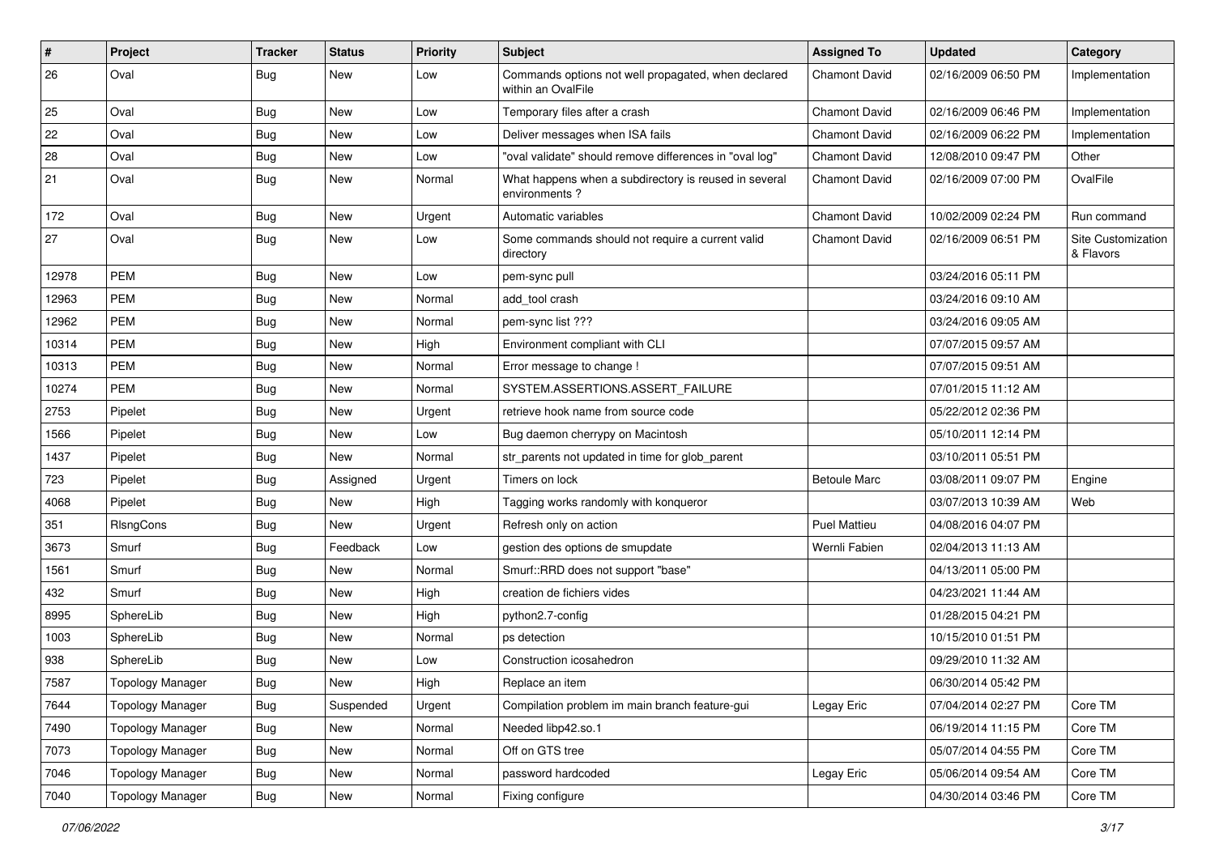| # | Project | Tracker | Status | Priority | Subject | Assigned To | Updated | Category |
|---|---|---|---|---|---|---|---|---|
| 26 | Oval | Bug | New | Low | Commands options not well propagated, when declared within an OvalFile | Chamont David | 02/16/2009 06:50 PM | Implementation |
| 25 | Oval | Bug | New | Low | Temporary files after a crash | Chamont David | 02/16/2009 06:46 PM | Implementation |
| 22 | Oval | Bug | New | Low | Deliver messages when ISA fails | Chamont David | 02/16/2009 06:22 PM | Implementation |
| 28 | Oval | Bug | New | Low | "oval validate" should remove differences in "oval log" | Chamont David | 12/08/2010 09:47 PM | Other |
| 21 | Oval | Bug | New | Normal | What happens when a subdirectory is reused in several environments ? | Chamont David | 02/16/2009 07:00 PM | OvalFile |
| 172 | Oval | Bug | New | Urgent | Automatic variables | Chamont David | 10/02/2009 02:24 PM | Run command |
| 27 | Oval | Bug | New | Low | Some commands should not require a current valid directory | Chamont David | 02/16/2009 06:51 PM | Site Customization & Flavors |
| 12978 | PEM | Bug | New | Low | pem-sync pull | | 03/24/2016 05:11 PM | |
| 12963 | PEM | Bug | New | Normal | add_tool crash | | 03/24/2016 09:10 AM | |
| 12962 | PEM | Bug | New | Normal | pem-sync list ??? | | 03/24/2016 09:05 AM | |
| 10314 | PEM | Bug | New | High | Environment compliant with CLI | | 07/07/2015 09:57 AM | |
| 10313 | PEM | Bug | New | Normal | Error message to change ! | | 07/07/2015 09:51 AM | |
| 10274 | PEM | Bug | New | Normal | SYSTEM.ASSERTIONS.ASSERT_FAILURE | | 07/01/2015 11:12 AM | |
| 2753 | Pipelet | Bug | New | Urgent | retrieve hook name from source code | | 05/22/2012 02:36 PM | |
| 1566 | Pipelet | Bug | New | Low | Bug daemon cherrypy on Macintosh | | 05/10/2011 12:14 PM | |
| 1437 | Pipelet | Bug | New | Normal | str_parents not updated in time for glob_parent | | 03/10/2011 05:51 PM | |
| 723 | Pipelet | Bug | Assigned | Urgent | Timers on lock | Betoule Marc | 03/08/2011 09:07 PM | Engine |
| 4068 | Pipelet | Bug | New | High | Tagging works randomly with konqueror | | 03/07/2013 10:39 AM | Web |
| 351 | RlsngCons | Bug | New | Urgent | Refresh only on action | Puel Mattieu | 04/08/2016 04:07 PM | |
| 3673 | Smurf | Bug | Feedback | Low | gestion des options de smupdate | Wernli Fabien | 02/04/2013 11:13 AM | |
| 1561 | Smurf | Bug | New | Normal | Smurf::RRD does not support "base" | | 04/13/2011 05:00 PM | |
| 432 | Smurf | Bug | New | High | creation de fichiers vides | | 04/23/2021 11:44 AM | |
| 8995 | SphereLib | Bug | New | High | python2.7-config | | 01/28/2015 04:21 PM | |
| 1003 | SphereLib | Bug | New | Normal | ps detection | | 10/15/2010 01:51 PM | |
| 938 | SphereLib | Bug | New | Low | Construction icosahedron | | 09/29/2010 11:32 AM | |
| 7587 | Topology Manager | Bug | New | High | Replace an item | | 06/30/2014 05:42 PM | |
| 7644 | Topology Manager | Bug | Suspended | Urgent | Compilation problem im main branch feature-gui | Legay Eric | 07/04/2014 02:27 PM | Core TM |
| 7490 | Topology Manager | Bug | New | Normal | Needed libp42.so.1 | | 06/19/2014 11:15 PM | Core TM |
| 7073 | Topology Manager | Bug | New | Normal | Off on GTS tree | | 05/07/2014 04:55 PM | Core TM |
| 7046 | Topology Manager | Bug | New | Normal | password hardcoded | Legay Eric | 05/06/2014 09:54 AM | Core TM |
| 7040 | Topology Manager | Bug | New | Normal | Fixing configure | | 04/30/2014 03:46 PM | Core TM |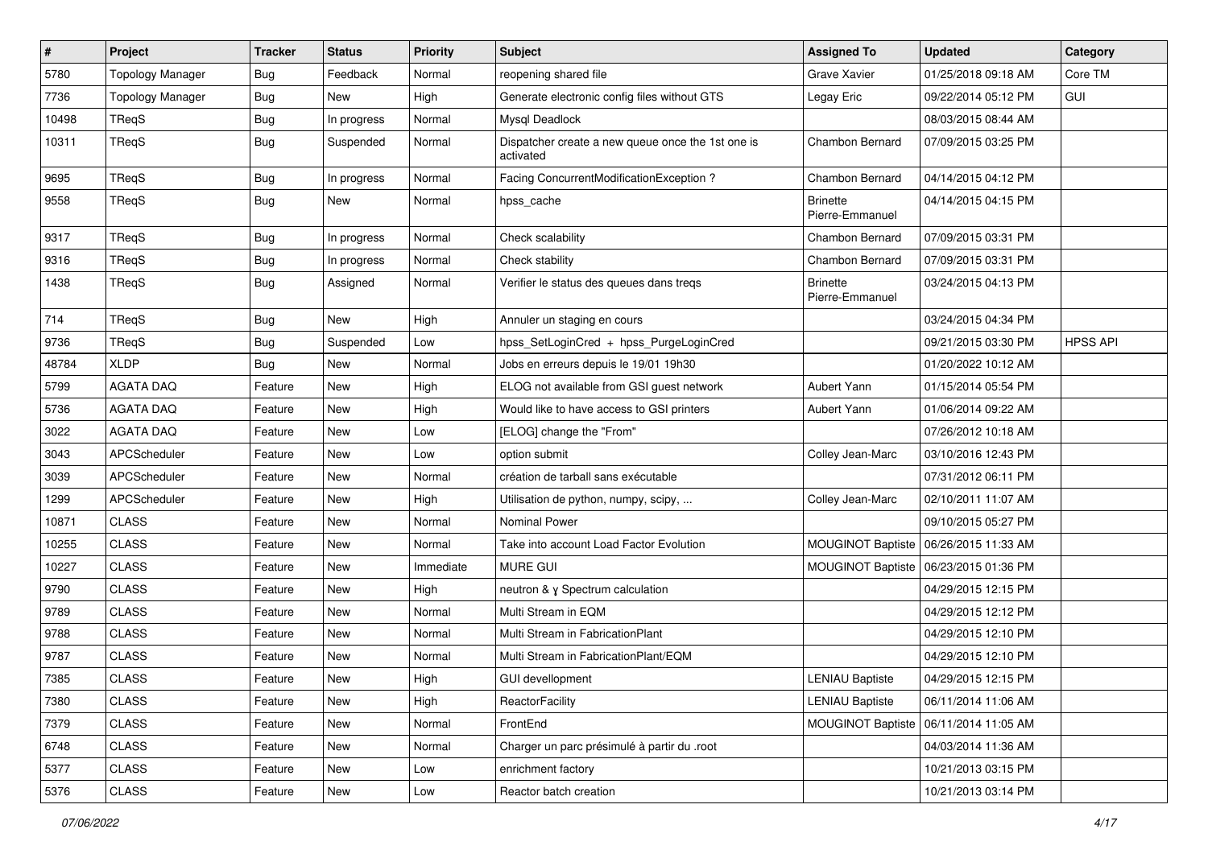| # | Project | Tracker | Status | Priority | Subject | Assigned To | Updated | Category |
|---|---|---|---|---|---|---|---|---|
| 5780 | Topology Manager | Bug | Feedback | Normal | reopening shared file | Grave Xavier | 01/25/2018 09:18 AM | Core TM |
| 7736 | Topology Manager | Bug | New | High | Generate electronic config files without GTS | Legay Eric | 09/22/2014 05:12 PM | GUI |
| 10498 | TReqS | Bug | In progress | Normal | Mysql Deadlock | | 08/03/2015 08:44 AM | |
| 10311 | TReqS | Bug | Suspended | Normal | Dispatcher create a new queue once the 1st one is activated | Chambon Bernard | 07/09/2015 03:25 PM | |
| 9695 | TReqS | Bug | In progress | Normal | Facing ConcurrentModificationException ? | Chambon Bernard | 04/14/2015 04:12 PM | |
| 9558 | TReqS | Bug | New | Normal | hpss_cache | Brinette Pierre-Emmanuel | 04/14/2015 04:15 PM | |
| 9317 | TReqS | Bug | In progress | Normal | Check scalability | Chambon Bernard | 07/09/2015 03:31 PM | |
| 9316 | TReqS | Bug | In progress | Normal | Check stability | Chambon Bernard | 07/09/2015 03:31 PM | |
| 1438 | TReqS | Bug | Assigned | Normal | Verifier le status des queues dans treqs | Brinette Pierre-Emmanuel | 03/24/2015 04:13 PM | |
| 714 | TReqS | Bug | New | High | Annuler un staging en cours | | 03/24/2015 04:34 PM | |
| 9736 | TReqS | Bug | Suspended | Low | hpss_SetLoginCred + hpss_PurgeLoginCred | | 09/21/2015 03:30 PM | HPSS API |
| 48784 | XLDP | Bug | New | Normal | Jobs en erreurs depuis le 19/01 19h30 | | 01/20/2022 10:12 AM | |
| 5799 | AGATA DAQ | Feature | New | High | ELOG not available from GSI guest network | Aubert Yann | 01/15/2014 05:54 PM | |
| 5736 | AGATA DAQ | Feature | New | High | Would like to have access to GSI printers | Aubert Yann | 01/06/2014 09:22 AM | |
| 3022 | AGATA DAQ | Feature | New | Low | [ELOG] change the "From" | | 07/26/2012 10:18 AM | |
| 3043 | APCScheduler | Feature | New | Low | option submit | Colley Jean-Marc | 03/10/2016 12:43 PM | |
| 3039 | APCScheduler | Feature | New | Normal | création de tarball sans exécutable | | 07/31/2012 06:11 PM | |
| 1299 | APCScheduler | Feature | New | High | Utilisation de python, numpy, scipy, ... | Colley Jean-Marc | 02/10/2011 11:07 AM | |
| 10871 | CLASS | Feature | New | Normal | Nominal Power | | 09/10/2015 05:27 PM | |
| 10255 | CLASS | Feature | New | Normal | Take into account Load Factor Evolution | MOUGINOT Baptiste | 06/26/2015 11:33 AM | |
| 10227 | CLASS | Feature | New | Immediate | MURE GUI | MOUGINOT Baptiste | 06/23/2015 01:36 PM | |
| 9790 | CLASS | Feature | New | High | neutron & γ Spectrum calculation | | 04/29/2015 12:15 PM | |
| 9789 | CLASS | Feature | New | Normal | Multi Stream in EQM | | 04/29/2015 12:12 PM | |
| 9788 | CLASS | Feature | New | Normal | Multi Stream in FabricationPlant | | 04/29/2015 12:10 PM | |
| 9787 | CLASS | Feature | New | Normal | Multi Stream in FabricationPlant/EQM | | 04/29/2015 12:10 PM | |
| 7385 | CLASS | Feature | New | High | GUI devellopment | LENIAU Baptiste | 04/29/2015 12:15 PM | |
| 7380 | CLASS | Feature | New | High | ReactorFacility | LENIAU Baptiste | 06/11/2014 11:06 AM | |
| 7379 | CLASS | Feature | New | Normal | FrontEnd | MOUGINOT Baptiste | 06/11/2014 11:05 AM | |
| 6748 | CLASS | Feature | New | Normal | Charger un parc présimulé à partir du .root | | 04/03/2014 11:36 AM | |
| 5377 | CLASS | Feature | New | Low | enrichment factory | | 10/21/2013 03:15 PM | |
| 5376 | CLASS | Feature | New | Low | Reactor batch creation | | 10/21/2013 03:14 PM | |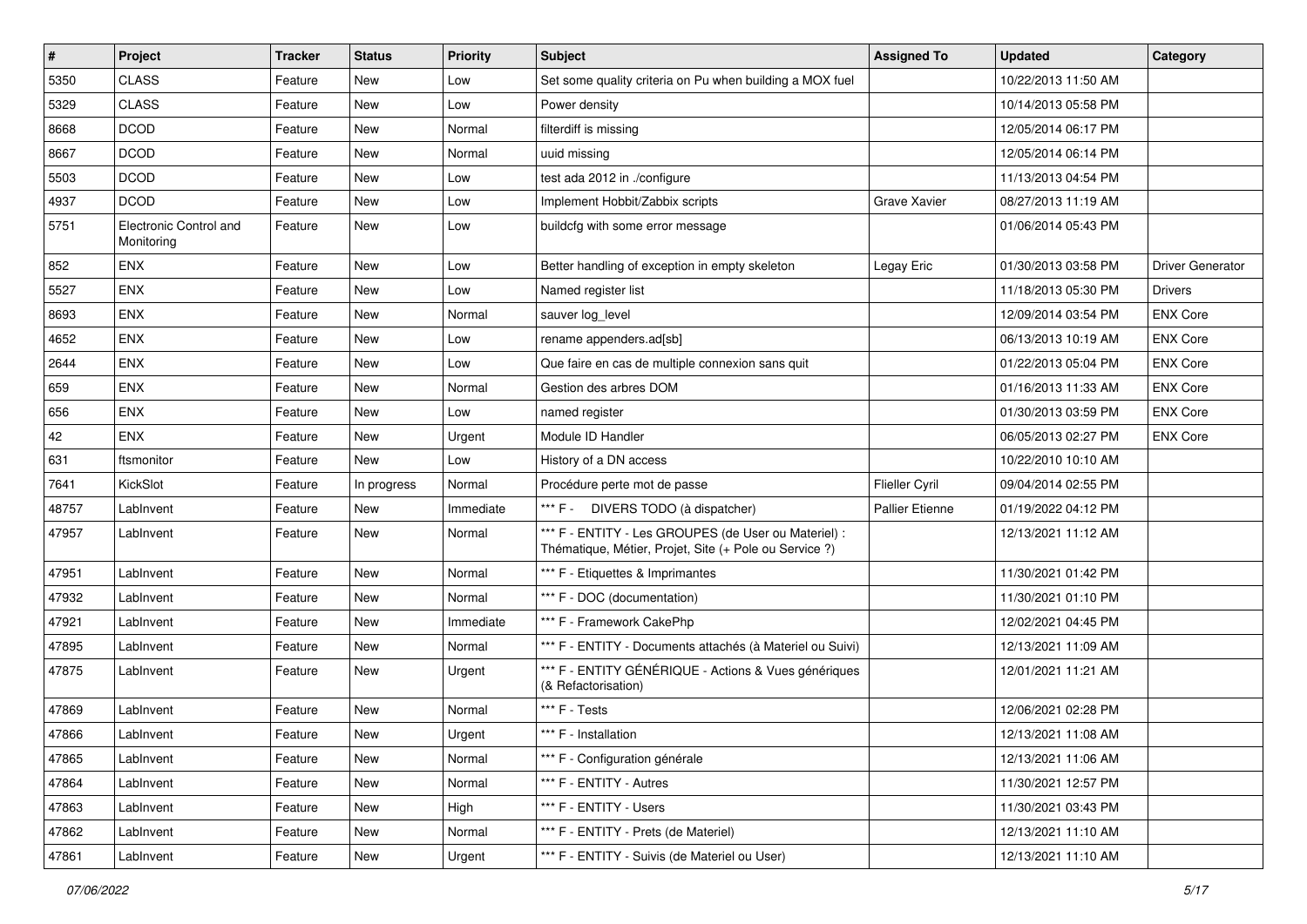| # | Project | Tracker | Status | Priority | Subject | Assigned To | Updated | Category |
|---|---|---|---|---|---|---|---|---|
| 5350 | CLASS | Feature | New | Low | Set some quality criteria on Pu when building a MOX fuel | | 10/22/2013 11:50 AM | |
| 5329 | CLASS | Feature | New | Low | Power density | | 10/14/2013 05:58 PM | |
| 8668 | DCOD | Feature | New | Normal | filterdiff is missing | | 12/05/2014 06:17 PM | |
| 8667 | DCOD | Feature | New | Normal | uuid missing | | 12/05/2014 06:14 PM | |
| 5503 | DCOD | Feature | New | Low | test ada 2012 in ./configure | | 11/13/2013 04:54 PM | |
| 4937 | DCOD | Feature | New | Low | Implement Hobbit/Zabbix scripts | Grave Xavier | 08/27/2013 11:19 AM | |
| 5751 | Electronic Control and Monitoring | Feature | New | Low | buildcfg with some error message | | 01/06/2014 05:43 PM | |
| 852 | ENX | Feature | New | Low | Better handling of exception in empty skeleton | Legay Eric | 01/30/2013 03:58 PM | Driver Generator |
| 5527 | ENX | Feature | New | Low | Named register list | | 11/18/2013 05:30 PM | Drivers |
| 8693 | ENX | Feature | New | Normal | sauver log_level | | 12/09/2014 03:54 PM | ENX Core |
| 4652 | ENX | Feature | New | Low | rename appenders.ad[sb] | | 06/13/2013 10:19 AM | ENX Core |
| 2644 | ENX | Feature | New | Low | Que faire en cas de multiple connexion sans quit | | 01/22/2013 05:04 PM | ENX Core |
| 659 | ENX | Feature | New | Normal | Gestion des arbres DOM | | 01/16/2013 11:33 AM | ENX Core |
| 656 | ENX | Feature | New | Low | named register | | 01/30/2013 03:59 PM | ENX Core |
| 42 | ENX | Feature | New | Urgent | Module ID Handler | | 06/05/2013 02:27 PM | ENX Core |
| 631 | ftsmonitor | Feature | New | Low | History of a DN access | | 10/22/2010 10:10 AM | |
| 7641 | KickSlot | Feature | In progress | Normal | Procédure perte mot de passe | Flieller Cyril | 09/04/2014 02:55 PM | |
| 48757 | LabInvent | Feature | New | Immediate | *** F - DIVERS TODO (à dispatcher) | Pallier Etienne | 01/19/2022 04:12 PM | |
| 47957 | LabInvent | Feature | New | Normal | *** F - ENTITY - Les GROUPES (de User ou Materiel) : Thématique, Métier, Projet, Site (+ Pole ou Service ?) | | 12/13/2021 11:12 AM | |
| 47951 | LabInvent | Feature | New | Normal | *** F - Etiquettes & Imprimantes | | 11/30/2021 01:42 PM | |
| 47932 | LabInvent | Feature | New | Normal | *** F - DOC (documentation) | | 11/30/2021 01:10 PM | |
| 47921 | LabInvent | Feature | New | Immediate | *** F - Framework CakePhp | | 12/02/2021 04:45 PM | |
| 47895 | LabInvent | Feature | New | Normal | *** F - ENTITY - Documents attachés (à Materiel ou Suivi) | | 12/13/2021 11:09 AM | |
| 47875 | LabInvent | Feature | New | Urgent | *** F - ENTITY GÉNÉRIQUE - Actions & Vues génériques (& Refactorisation) | | 12/01/2021 11:21 AM | |
| 47869 | LabInvent | Feature | New | Normal | *** F - Tests | | 12/06/2021 02:28 PM | |
| 47866 | LabInvent | Feature | New | Urgent | *** F - Installation | | 12/13/2021 11:08 AM | |
| 47865 | LabInvent | Feature | New | Normal | *** F - Configuration générale | | 12/13/2021 11:06 AM | |
| 47864 | LabInvent | Feature | New | Normal | *** F - ENTITY - Autres | | 11/30/2021 12:57 PM | |
| 47863 | LabInvent | Feature | New | High | *** F - ENTITY - Users | | 11/30/2021 03:43 PM | |
| 47862 | LabInvent | Feature | New | Normal | *** F - ENTITY - Prets (de Materiel) | | 12/13/2021 11:10 AM | |
| 47861 | LabInvent | Feature | New | Urgent | *** F - ENTITY - Suivis (de Materiel ou User) | | 12/13/2021 11:10 AM | |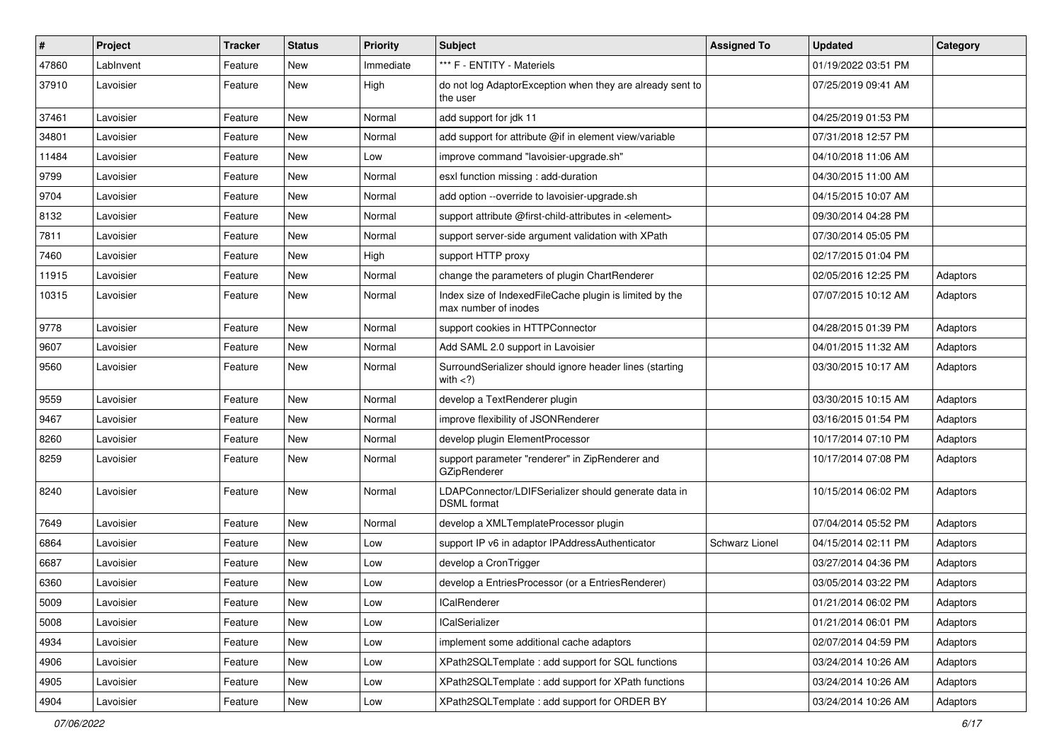| # | Project | Tracker | Status | Priority | Subject | Assigned To | Updated | Category |
|---|---|---|---|---|---|---|---|---|
| 47860 | LabInvent | Feature | New | Immediate | *** F - ENTITY - Materiels | | 01/19/2022 03:51 PM | |
| 37910 | Lavoisier | Feature | New | High | do not log AdaptorException when they are already sent to the user | | 07/25/2019 09:41 AM | |
| 37461 | Lavoisier | Feature | New | Normal | add support for jdk 11 | | 04/25/2019 01:53 PM | |
| 34801 | Lavoisier | Feature | New | Normal | add support for attribute @if in element view/variable | | 07/31/2018 12:57 PM | |
| 11484 | Lavoisier | Feature | New | Low | improve command "lavoisier-upgrade.sh" | | 04/10/2018 11:06 AM | |
| 9799 | Lavoisier | Feature | New | Normal | esxl function missing : add-duration | | 04/30/2015 11:00 AM | |
| 9704 | Lavoisier | Feature | New | Normal | add option --override to lavoisier-upgrade.sh | | 04/15/2015 10:07 AM | |
| 8132 | Lavoisier | Feature | New | Normal | support attribute @first-child-attributes in <element> | | 09/30/2014 04:28 PM | |
| 7811 | Lavoisier | Feature | New | Normal | support server-side argument validation with XPath | | 07/30/2014 05:05 PM | |
| 7460 | Lavoisier | Feature | New | High | support HTTP proxy | | 02/17/2015 01:04 PM | |
| 11915 | Lavoisier | Feature | New | Normal | change the parameters of plugin ChartRenderer | | 02/05/2016 12:25 PM | Adaptors |
| 10315 | Lavoisier | Feature | New | Normal | Index size of IndexedFileCache plugin is limited by the max number of inodes | | 07/07/2015 10:12 AM | Adaptors |
| 9778 | Lavoisier | Feature | New | Normal | support cookies in HTTPConnector | | 04/28/2015 01:39 PM | Adaptors |
| 9607 | Lavoisier | Feature | New | Normal | Add SAML 2.0 support in Lavoisier | | 04/01/2015 11:32 AM | Adaptors |
| 9560 | Lavoisier | Feature | New | Normal | SurroundSerializer should ignore header lines (starting with <?) | | 03/30/2015 10:17 AM | Adaptors |
| 9559 | Lavoisier | Feature | New | Normal | develop a TextRenderer plugin | | 03/30/2015 10:15 AM | Adaptors |
| 9467 | Lavoisier | Feature | New | Normal | improve flexibility of JSONRenderer | | 03/16/2015 01:54 PM | Adaptors |
| 8260 | Lavoisier | Feature | New | Normal | develop plugin ElementProcessor | | 10/17/2014 07:10 PM | Adaptors |
| 8259 | Lavoisier | Feature | New | Normal | support parameter "renderer" in ZipRenderer and GZipRenderer | | 10/17/2014 07:08 PM | Adaptors |
| 8240 | Lavoisier | Feature | New | Normal | LDAPConnector/LDIFSerializer should generate data in DSML format | | 10/15/2014 06:02 PM | Adaptors |
| 7649 | Lavoisier | Feature | New | Normal | develop a XMLTemplateProcessor plugin | | 07/04/2014 05:52 PM | Adaptors |
| 6864 | Lavoisier | Feature | New | Low | support IP v6 in adaptor IPAddressAuthenticator | Schwarz Lionel | 04/15/2014 02:11 PM | Adaptors |
| 6687 | Lavoisier | Feature | New | Low | develop a CronTrigger | | 03/27/2014 04:36 PM | Adaptors |
| 6360 | Lavoisier | Feature | New | Low | develop a EntriesProcessor (or a EntriesRenderer) | | 03/05/2014 03:22 PM | Adaptors |
| 5009 | Lavoisier | Feature | New | Low | ICalRenderer | | 01/21/2014 06:02 PM | Adaptors |
| 5008 | Lavoisier | Feature | New | Low | ICalSerializer | | 01/21/2014 06:01 PM | Adaptors |
| 4934 | Lavoisier | Feature | New | Low | implement some additional cache adaptors | | 02/07/2014 04:59 PM | Adaptors |
| 4906 | Lavoisier | Feature | New | Low | XPath2SQLTemplate : add support for SQL functions | | 03/24/2014 10:26 AM | Adaptors |
| 4905 | Lavoisier | Feature | New | Low | XPath2SQLTemplate : add support for XPath functions | | 03/24/2014 10:26 AM | Adaptors |
| 4904 | Lavoisier | Feature | New | Low | XPath2SQLTemplate : add support for ORDER BY | | 03/24/2014 10:26 AM | Adaptors |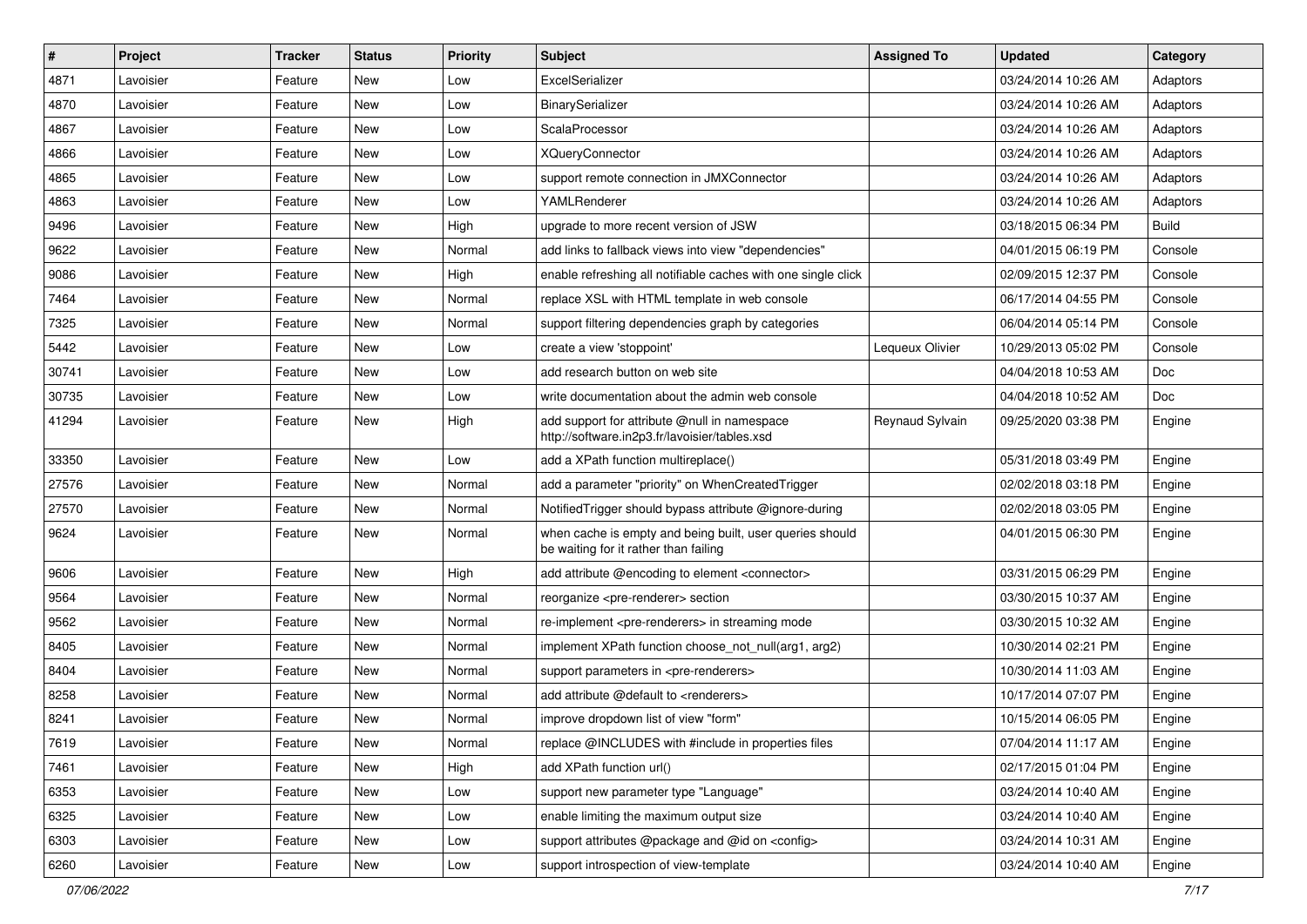| # | Project | Tracker | Status | Priority | Subject | Assigned To | Updated | Category |
|---|---|---|---|---|---|---|---|---|
| 4871 | Lavoisier | Feature | New | Low | ExcelSerializer | | 03/24/2014 10:26 AM | Adaptors |
| 4870 | Lavoisier | Feature | New | Low | BinarySerializer | | 03/24/2014 10:26 AM | Adaptors |
| 4867 | Lavoisier | Feature | New | Low | ScalaProcessor | | 03/24/2014 10:26 AM | Adaptors |
| 4866 | Lavoisier | Feature | New | Low | XQueryConnector | | 03/24/2014 10:26 AM | Adaptors |
| 4865 | Lavoisier | Feature | New | Low | support remote connection in JMXConnector | | 03/24/2014 10:26 AM | Adaptors |
| 4863 | Lavoisier | Feature | New | Low | YAMLRenderer | | 03/24/2014 10:26 AM | Adaptors |
| 9496 | Lavoisier | Feature | New | High | upgrade to more recent version of JSW | | 03/18/2015 06:34 PM | Build |
| 9622 | Lavoisier | Feature | New | Normal | add links to fallback views into view "dependencies" | | 04/01/2015 06:19 PM | Console |
| 9086 | Lavoisier | Feature | New | High | enable refreshing all notifiable caches with one single click | | 02/09/2015 12:37 PM | Console |
| 7464 | Lavoisier | Feature | New | Normal | replace XSL with HTML template in web console | | 06/17/2014 04:55 PM | Console |
| 7325 | Lavoisier | Feature | New | Normal | support filtering dependencies graph by categories | | 06/04/2014 05:14 PM | Console |
| 5442 | Lavoisier | Feature | New | Low | create a view 'stoppoint' | Lequeux Olivier | 10/29/2013 05:02 PM | Console |
| 30741 | Lavoisier | Feature | New | Low | add research button on web site | | 04/04/2018 10:53 AM | Doc |
| 30735 | Lavoisier | Feature | New | Low | write documentation about the admin web console | | 04/04/2018 10:52 AM | Doc |
| 41294 | Lavoisier | Feature | New | High | add support for attribute @null in namespace http://software.in2p3.fr/lavoisier/tables.xsd | Reynaud Sylvain | 09/25/2020 03:38 PM | Engine |
| 33350 | Lavoisier | Feature | New | Low | add a XPath function multireplace() | | 05/31/2018 03:49 PM | Engine |
| 27576 | Lavoisier | Feature | New | Normal | add a parameter "priority" on WhenCreatedTrigger | | 02/02/2018 03:18 PM | Engine |
| 27570 | Lavoisier | Feature | New | Normal | NotifiedTrigger should bypass attribute @ignore-during | | 02/02/2018 03:05 PM | Engine |
| 9624 | Lavoisier | Feature | New | Normal | when cache is empty and being built, user queries should be waiting for it rather than failing | | 04/01/2015 06:30 PM | Engine |
| 9606 | Lavoisier | Feature | New | High | add attribute @encoding to element <connector> | | 03/31/2015 06:29 PM | Engine |
| 9564 | Lavoisier | Feature | New | Normal | reorganize <pre-renderer> section | | 03/30/2015 10:37 AM | Engine |
| 9562 | Lavoisier | Feature | New | Normal | re-implement <pre-renderers> in streaming mode | | 03/30/2015 10:32 AM | Engine |
| 8405 | Lavoisier | Feature | New | Normal | implement XPath function choose_not_null(arg1, arg2) | | 10/30/2014 02:21 PM | Engine |
| 8404 | Lavoisier | Feature | New | Normal | support parameters in <pre-renderers> | | 10/30/2014 11:03 AM | Engine |
| 8258 | Lavoisier | Feature | New | Normal | add attribute @default to <renderers> | | 10/17/2014 07:07 PM | Engine |
| 8241 | Lavoisier | Feature | New | Normal | improve dropdown list of view "form" | | 10/15/2014 06:05 PM | Engine |
| 7619 | Lavoisier | Feature | New | Normal | replace @INCLUDES with #include in properties files | | 07/04/2014 11:17 AM | Engine |
| 7461 | Lavoisier | Feature | New | High | add XPath function url() | | 02/17/2015 01:04 PM | Engine |
| 6353 | Lavoisier | Feature | New | Low | support new parameter type "Language" | | 03/24/2014 10:40 AM | Engine |
| 6325 | Lavoisier | Feature | New | Low | enable limiting the maximum output size | | 03/24/2014 10:40 AM | Engine |
| 6303 | Lavoisier | Feature | New | Low | support attributes @package and @id on <config> | | 03/24/2014 10:31 AM | Engine |
| 6260 | Lavoisier | Feature | New | Low | support introspection of view-template | | 03/24/2014 10:40 AM | Engine |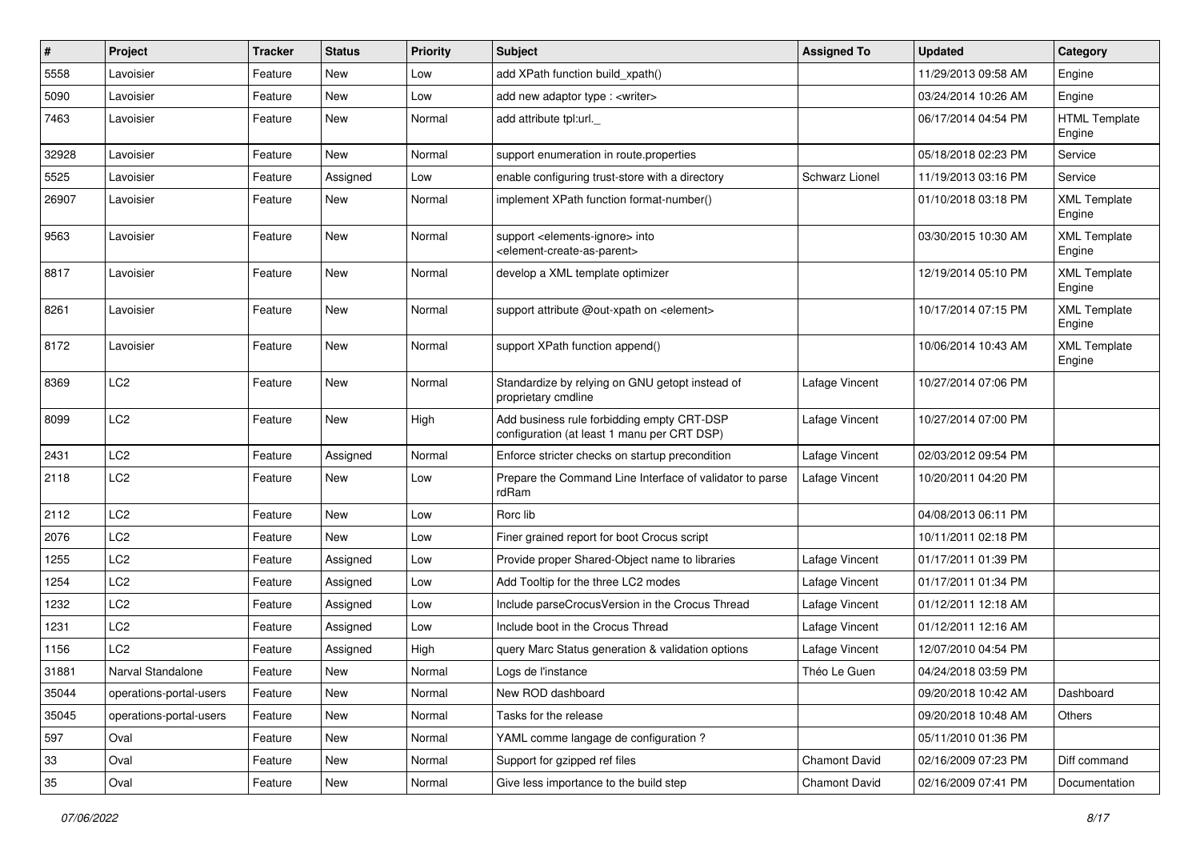| # | Project | Tracker | Status | Priority | Subject | Assigned To | Updated | Category |
|---|---|---|---|---|---|---|---|---|
| 5558 | Lavoisier | Feature | New | Low | add XPath function build_xpath() | | 11/29/2013 09:58 AM | Engine |
| 5090 | Lavoisier | Feature | New | Low | add new adaptor type : <writer> | | 03/24/2014 10:26 AM | Engine |
| 7463 | Lavoisier | Feature | New | Normal | add attribute tpl:url._ | | 06/17/2014 04:54 PM | HTML Template Engine |
| 32928 | Lavoisier | Feature | New | Normal | support enumeration in route.properties | | 05/18/2018 02:23 PM | Service |
| 5525 | Lavoisier | Feature | Assigned | Low | enable configuring trust-store with a directory | Schwarz Lionel | 11/19/2013 03:16 PM | Service |
| 26907 | Lavoisier | Feature | New | Normal | implement XPath function format-number() | | 01/10/2018 03:18 PM | XML Template Engine |
| 9563 | Lavoisier | Feature | New | Normal | support <elements-ignore> into <element-create-as-parent> | | 03/30/2015 10:30 AM | XML Template Engine |
| 8817 | Lavoisier | Feature | New | Normal | develop a XML template optimizer | | 12/19/2014 05:10 PM | XML Template Engine |
| 8261 | Lavoisier | Feature | New | Normal | support attribute @out-xpath on <element> | | 10/17/2014 07:15 PM | XML Template Engine |
| 8172 | Lavoisier | Feature | New | Normal | support XPath function append() | | 10/06/2014 10:43 AM | XML Template Engine |
| 8369 | LC2 | Feature | New | Normal | Standardize by relying on GNU getopt instead of proprietary cmdline | Lafage Vincent | 10/27/2014 07:06 PM | |
| 8099 | LC2 | Feature | New | High | Add business rule forbidding empty CRT-DSP configuration (at least 1 manu per CRT DSP) | Lafage Vincent | 10/27/2014 07:00 PM | |
| 2431 | LC2 | Feature | Assigned | Normal | Enforce stricter checks on startup precondition | Lafage Vincent | 02/03/2012 09:54 PM | |
| 2118 | LC2 | Feature | New | Low | Prepare the Command Line Interface of validator to parse rdRam | Lafage Vincent | 10/20/2011 04:20 PM | |
| 2112 | LC2 | Feature | New | Low | Rorc lib | | 04/08/2013 06:11 PM | |
| 2076 | LC2 | Feature | New | Low | Finer grained report for boot Crocus script | | 10/11/2011 02:18 PM | |
| 1255 | LC2 | Feature | Assigned | Low | Provide proper Shared-Object name to libraries | Lafage Vincent | 01/17/2011 01:39 PM | |
| 1254 | LC2 | Feature | Assigned | Low | Add Tooltip for the three LC2 modes | Lafage Vincent | 01/17/2011 01:34 PM | |
| 1232 | LC2 | Feature | Assigned | Low | Include parseCrocusVersion in the Crocus Thread | Lafage Vincent | 01/12/2011 12:18 AM | |
| 1231 | LC2 | Feature | Assigned | Low | Include boot in the Crocus Thread | Lafage Vincent | 01/12/2011 12:16 AM | |
| 1156 | LC2 | Feature | Assigned | High | query Marc Status generation & validation options | Lafage Vincent | 12/07/2010 04:54 PM | |
| 31881 | Narval Standalone | Feature | New | Normal | Logs de l'instance | Théo Le Guen | 04/24/2018 03:59 PM | |
| 35044 | operations-portal-users | Feature | New | Normal | New ROD dashboard | | 09/20/2018 10:42 AM | Dashboard |
| 35045 | operations-portal-users | Feature | New | Normal | Tasks for the release | | 09/20/2018 10:48 AM | Others |
| 597 | Oval | Feature | New | Normal | YAML comme langage de configuration ? | | 05/11/2010 01:36 PM | |
| 33 | Oval | Feature | New | Normal | Support for gzipped ref files | Chamont David | 02/16/2009 07:23 PM | Diff command |
| 35 | Oval | Feature | New | Normal | Give less importance to the build step | Chamont David | 02/16/2009 07:41 PM | Documentation |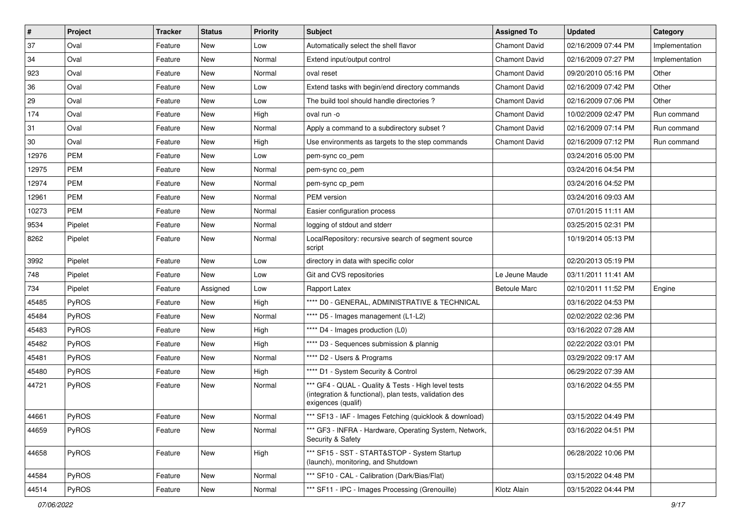| # | Project | Tracker | Status | Priority | Subject | Assigned To | Updated | Category |
|---|---|---|---|---|---|---|---|---|
| 37 | Oval | Feature | New | Low | Automatically select the shell flavor | Chamont David | 02/16/2009 07:44 PM | Implementation |
| 34 | Oval | Feature | New | Normal | Extend input/output control | Chamont David | 02/16/2009 07:27 PM | Implementation |
| 923 | Oval | Feature | New | Normal | oval reset | Chamont David | 09/20/2010 05:16 PM | Other |
| 36 | Oval | Feature | New | Low | Extend tasks with begin/end directory commands | Chamont David | 02/16/2009 07:42 PM | Other |
| 29 | Oval | Feature | New | Low | The build tool should handle directories ? | Chamont David | 02/16/2009 07:06 PM | Other |
| 174 | Oval | Feature | New | High | oval run -o | Chamont David | 10/02/2009 02:47 PM | Run command |
| 31 | Oval | Feature | New | Normal | Apply a command to a subdirectory subset ? | Chamont David | 02/16/2009 07:14 PM | Run command |
| 30 | Oval | Feature | New | High | Use environments as targets to the step commands | Chamont David | 02/16/2009 07:12 PM | Run command |
| 12976 | PEM | Feature | New | Low | pem-sync co_pem | | 03/24/2016 05:00 PM | |
| 12975 | PEM | Feature | New | Normal | pem-sync co_pem | | 03/24/2016 04:54 PM | |
| 12974 | PEM | Feature | New | Normal | pem-sync cp_pem | | 03/24/2016 04:52 PM | |
| 12961 | PEM | Feature | New | Normal | PEM version | | 03/24/2016 09:03 AM | |
| 10273 | PEM | Feature | New | Normal | Easier configuration process | | 07/01/2015 11:11 AM | |
| 9534 | Pipelet | Feature | New | Normal | logging of stdout and stderr | | 03/25/2015 02:31 PM | |
| 8262 | Pipelet | Feature | New | Normal | LocalRepository: recursive search of segment source script | | 10/19/2014 05:13 PM | |
| 3992 | Pipelet | Feature | New | Low | directory in data with specific color | | 02/20/2013 05:19 PM | |
| 748 | Pipelet | Feature | New | Low | Git and CVS repositories | Le Jeune Maude | 03/11/2011 11:41 AM | |
| 734 | Pipelet | Feature | Assigned | Low | Rapport Latex | Betoule Marc | 02/10/2011 11:52 PM | Engine |
| 45485 | PyROS | Feature | New | High | **** D0 - GENERAL, ADMINISTRATIVE & TECHNICAL | | 03/16/2022 04:53 PM | |
| 45484 | PyROS | Feature | New | Normal | **** D5 - Images management (L1-L2) | | 02/02/2022 02:36 PM | |
| 45483 | PyROS | Feature | New | High | **** D4 - Images production (L0) | | 03/16/2022 07:28 AM | |
| 45482 | PyROS | Feature | New | High | **** D3 - Sequences submission & plannig | | 02/22/2022 03:01 PM | |
| 45481 | PyROS | Feature | New | Normal | **** D2 - Users & Programs | | 03/29/2022 09:17 AM | |
| 45480 | PyROS | Feature | New | High | **** D1 - System Security & Control | | 06/29/2022 07:39 AM | |
| 44721 | PyROS | Feature | New | Normal | *** GF4 - QUAL - Quality & Tests - High level tests (integration & functional), plan tests, validation des exigences (qualif) | | 03/16/2022 04:55 PM | |
| 44661 | PyROS | Feature | New | Normal | *** SF13 - IAF - Images Fetching (quicklook & download) | | 03/15/2022 04:49 PM | |
| 44659 | PyROS | Feature | New | Normal | *** GF3 - INFRA - Hardware, Operating System, Network, Security & Safety | | 03/16/2022 04:51 PM | |
| 44658 | PyROS | Feature | New | High | *** SF15 - SST - START&STOP - System Startup (launch), monitoring, and Shutdown | | 06/28/2022 10:06 PM | |
| 44584 | PyROS | Feature | New | Normal | *** SF10 - CAL - Calibration (Dark/Bias/Flat) | | 03/15/2022 04:48 PM | |
| 44514 | PyROS | Feature | New | Normal | *** SF11 - IPC - Images Processing (Grenouille) | Klotz Alain | 03/15/2022 04:44 PM | |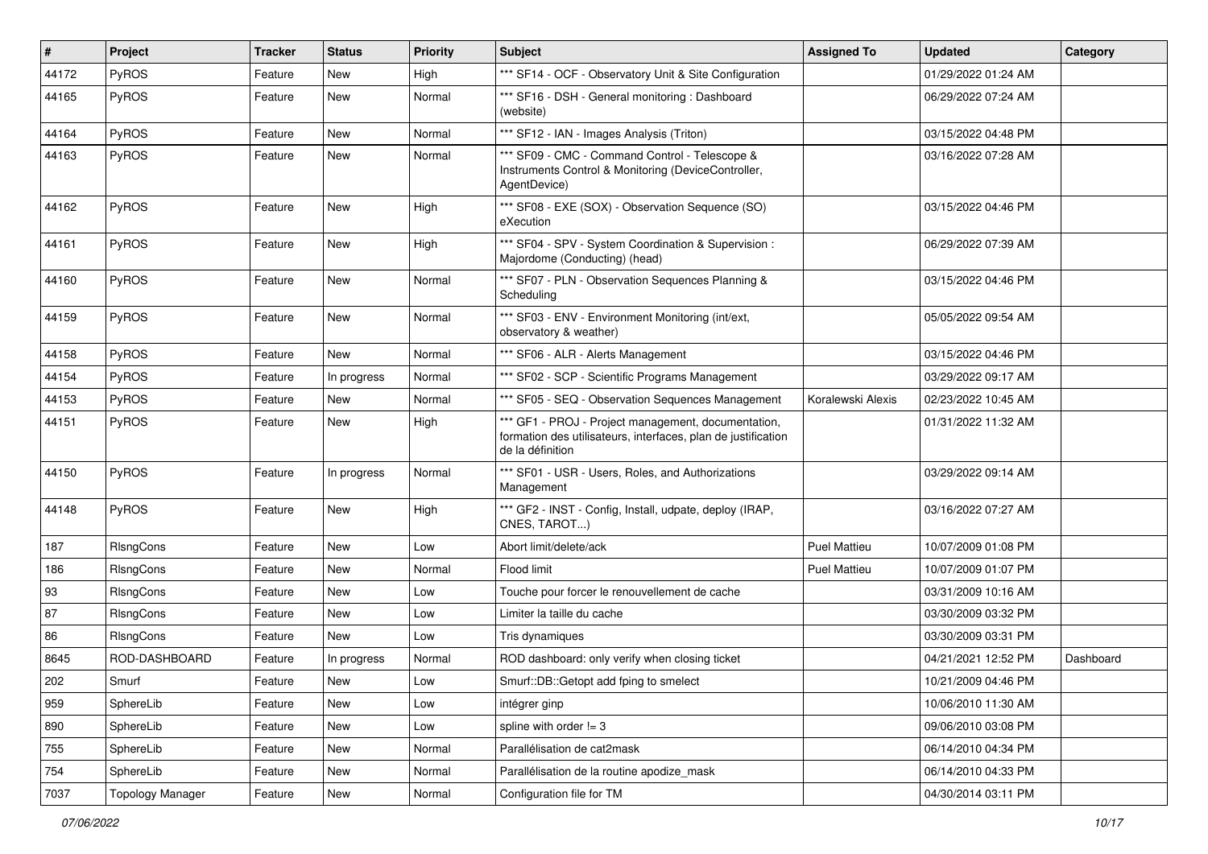| # | Project | Tracker | Status | Priority | Subject | Assigned To | Updated | Category |
|---|---|---|---|---|---|---|---|---|
| 44172 | PyROS | Feature | New | High | *** SF14 - OCF - Observatory Unit & Site Configuration | | 01/29/2022 01:24 AM | |
| 44165 | PyROS | Feature | New | Normal | *** SF16 - DSH - General monitoring : Dashboard (website) | | 06/29/2022 07:24 AM | |
| 44164 | PyROS | Feature | New | Normal | *** SF12 - IAN - Images Analysis (Triton) | | 03/15/2022 04:48 PM | |
| 44163 | PyROS | Feature | New | Normal | *** SF09 - CMC - Command Control - Telescope & Instruments Control & Monitoring (DeviceController, AgentDevice) | | 03/16/2022 07:28 AM | |
| 44162 | PyROS | Feature | New | High | *** SF08 - EXE (SOX) - Observation Sequence (SO) eXecution | | 03/15/2022 04:46 PM | |
| 44161 | PyROS | Feature | New | High | *** SF04 - SPV - System Coordination & Supervision : Majordome (Conducting) (head) | | 06/29/2022 07:39 AM | |
| 44160 | PyROS | Feature | New | Normal | *** SF07 - PLN - Observation Sequences Planning & Scheduling | | 03/15/2022 04:46 PM | |
| 44159 | PyROS | Feature | New | Normal | *** SF03 - ENV - Environment Monitoring (int/ext, observatory & weather) | | 05/05/2022 09:54 AM | |
| 44158 | PyROS | Feature | New | Normal | *** SF06 - ALR - Alerts Management | | 03/15/2022 04:46 PM | |
| 44154 | PyROS | Feature | In progress | Normal | *** SF02 - SCP - Scientific Programs Management | | 03/29/2022 09:17 AM | |
| 44153 | PyROS | Feature | New | Normal | *** SF05 - SEQ - Observation Sequences Management | Koralewski Alexis | 02/23/2022 10:45 AM | |
| 44151 | PyROS | Feature | New | High | *** GF1 - PROJ - Project management, documentation, formation des utilisateurs, interfaces, plan de justification de la définition | | 01/31/2022 11:32 AM | |
| 44150 | PyROS | Feature | In progress | Normal | *** SF01 - USR - Users, Roles, and Authorizations Management | | 03/29/2022 09:14 AM | |
| 44148 | PyROS | Feature | New | High | *** GF2 - INST - Config, Install, udpate, deploy (IRAP, CNES, TAROT...) | | 03/16/2022 07:27 AM | |
| 187 | RIsngCons | Feature | New | Low | Abort limit/delete/ack | Puel Mattieu | 10/07/2009 01:08 PM | |
| 186 | RIsngCons | Feature | New | Normal | Flood limit | Puel Mattieu | 10/07/2009 01:07 PM | |
| 93 | RIsngCons | Feature | New | Low | Touche pour forcer le renouvellement de cache | | 03/31/2009 10:16 AM | |
| 87 | RIsngCons | Feature | New | Low | Limiter la taille du cache | | 03/30/2009 03:32 PM | |
| 86 | RIsngCons | Feature | New | Low | Tris dynamiques | | 03/30/2009 03:31 PM | |
| 8645 | ROD-DASHBOARD | Feature | In progress | Normal | ROD dashboard: only verify when closing ticket | | 04/21/2021 12:52 PM | Dashboard |
| 202 | Smurf | Feature | New | Low | Smurf::DB::Getopt add fping to smelect | | 10/21/2009 04:46 PM | |
| 959 | SphereLib | Feature | New | Low | intégrer ginp | | 10/06/2010 11:30 AM | |
| 890 | SphereLib | Feature | New | Low | spline with order != 3 | | 09/06/2010 03:08 PM | |
| 755 | SphereLib | Feature | New | Normal | Parallélisation de cat2mask | | 06/14/2010 04:34 PM | |
| 754 | SphereLib | Feature | New | Normal | Parallélisation de la routine apodize_mask | | 06/14/2010 04:33 PM | |
| 7037 | Topology Manager | Feature | New | Normal | Configuration file for TM | | 04/30/2014 03:11 PM | |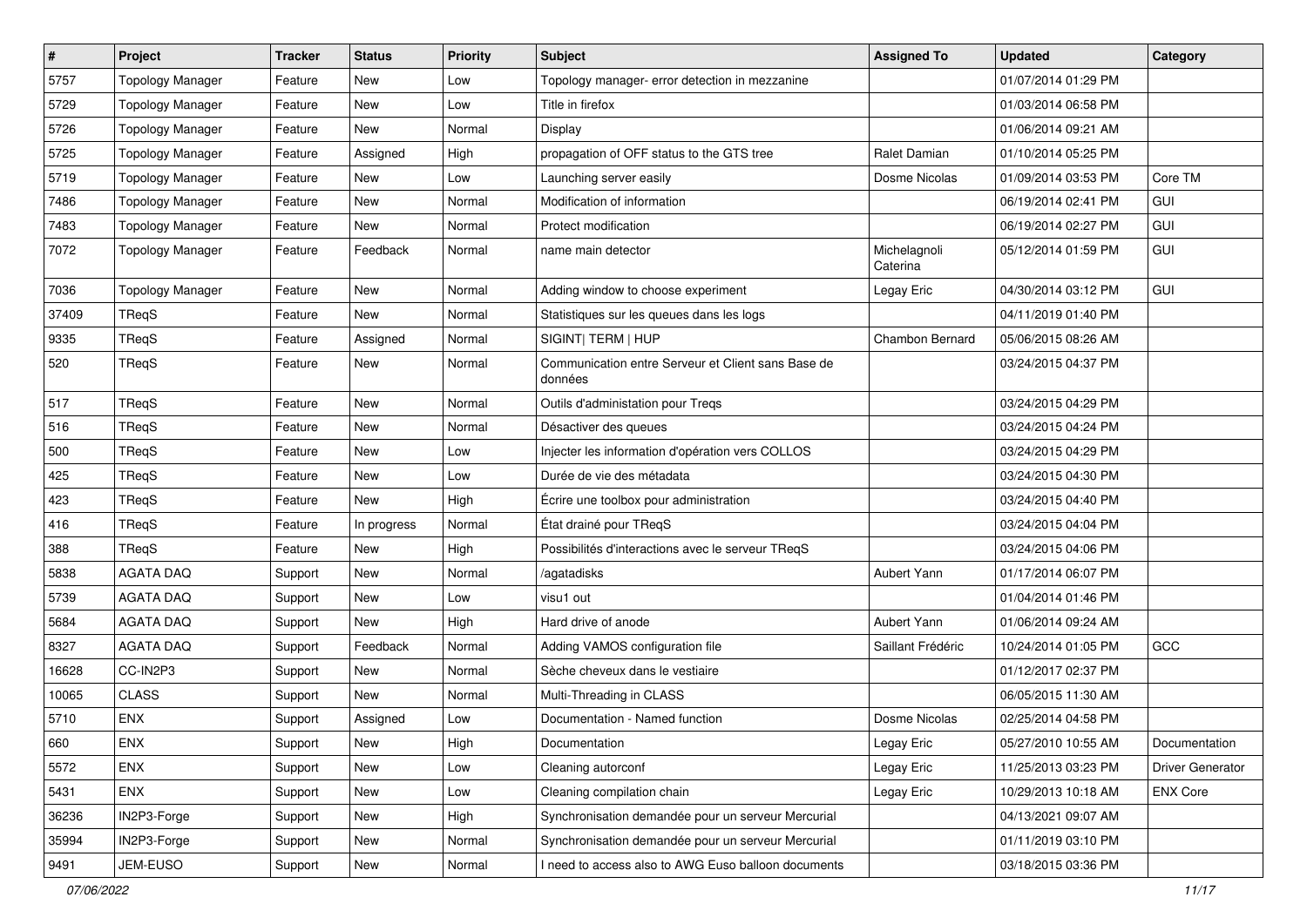| # | Project | Tracker | Status | Priority | Subject | Assigned To | Updated | Category |
|---|---|---|---|---|---|---|---|---|
| 5757 | Topology Manager | Feature | New | Low | Topology manager- error detection in mezzanine | | 01/07/2014 01:29 PM | |
| 5729 | Topology Manager | Feature | New | Low | Title in firefox | | 01/03/2014 06:58 PM | |
| 5726 | Topology Manager | Feature | New | Normal | Display | | 01/06/2014 09:21 AM | |
| 5725 | Topology Manager | Feature | Assigned | High | propagation of OFF status to the GTS tree | Ralet Damian | 01/10/2014 05:25 PM | |
| 5719 | Topology Manager | Feature | New | Low | Launching server easily | Dosme Nicolas | 01/09/2014 03:53 PM | Core TM |
| 7486 | Topology Manager | Feature | New | Normal | Modification of information | | 06/19/2014 02:41 PM | GUI |
| 7483 | Topology Manager | Feature | New | Normal | Protect modification | | 06/19/2014 02:27 PM | GUI |
| 7072 | Topology Manager | Feature | Feedback | Normal | name main detector | Michelagnoli Caterina | 05/12/2014 01:59 PM | GUI |
| 7036 | Topology Manager | Feature | New | Normal | Adding window to choose experiment | Legay Eric | 04/30/2014 03:12 PM | GUI |
| 37409 | TReqS | Feature | New | Normal | Statistiques sur les queues dans les logs | | 04/11/2019 01:40 PM | |
| 9335 | TReqS | Feature | Assigned | Normal | SIGINT\| TERM \| HUP | Chambon Bernard | 05/06/2015 08:26 AM | |
| 520 | TReqS | Feature | New | Normal | Communication entre Serveur et Client sans Base de données | | 03/24/2015 04:37 PM | |
| 517 | TReqS | Feature | New | Normal | Outils d'administation pour Treqs | | 03/24/2015 04:29 PM | |
| 516 | TReqS | Feature | New | Normal | Désactiver des queues | | 03/24/2015 04:24 PM | |
| 500 | TReqS | Feature | New | Low | Injecter les information d'opération vers COLLOS | | 03/24/2015 04:29 PM | |
| 425 | TReqS | Feature | New | Low | Durée de vie des métadata | | 03/24/2015 04:30 PM | |
| 423 | TReqS | Feature | New | High | Écrire une toolbox pour administration | | 03/24/2015 04:40 PM | |
| 416 | TReqS | Feature | In progress | Normal | État drainé pour TReqS | | 03/24/2015 04:04 PM | |
| 388 | TReqS | Feature | New | High | Possibilités d'interactions avec le serveur TReqS | | 03/24/2015 04:06 PM | |
| 5838 | AGATA DAQ | Support | New | Normal | /agatadisks | Aubert Yann | 01/17/2014 06:07 PM | |
| 5739 | AGATA DAQ | Support | New | Low | visu1 out | | 01/04/2014 01:46 PM | |
| 5684 | AGATA DAQ | Support | New | High | Hard drive of anode | Aubert Yann | 01/06/2014 09:24 AM | |
| 8327 | AGATA DAQ | Support | Feedback | Normal | Adding VAMOS configuration file | Saillant Frédéric | 10/24/2014 01:05 PM | GCC |
| 16628 | CC-IN2P3 | Support | New | Normal | Sèche cheveux dans le vestiaire | | 01/12/2017 02:37 PM | |
| 10065 | CLASS | Support | New | Normal | Multi-Threading in CLASS | | 06/05/2015 11:30 AM | |
| 5710 | ENX | Support | Assigned | Low | Documentation - Named function | Dosme Nicolas | 02/25/2014 04:58 PM | |
| 660 | ENX | Support | New | High | Documentation | Legay Eric | 05/27/2010 10:55 AM | Documentation |
| 5572 | ENX | Support | New | Low | Cleaning autorconf | Legay Eric | 11/25/2013 03:23 PM | Driver Generator |
| 5431 | ENX | Support | New | Low | Cleaning compilation chain | Legay Eric | 10/29/2013 10:18 AM | ENX Core |
| 36236 | IN2P3-Forge | Support | New | High | Synchronisation demandée pour un serveur Mercurial | | 04/13/2021 09:07 AM | |
| 35994 | IN2P3-Forge | Support | New | Normal | Synchronisation demandée pour un serveur Mercurial | | 01/11/2019 03:10 PM | |
| 9491 | JEM-EUSO | Support | New | Normal | I need to access also to AWG Euso balloon documents | | 03/18/2015 03:36 PM | |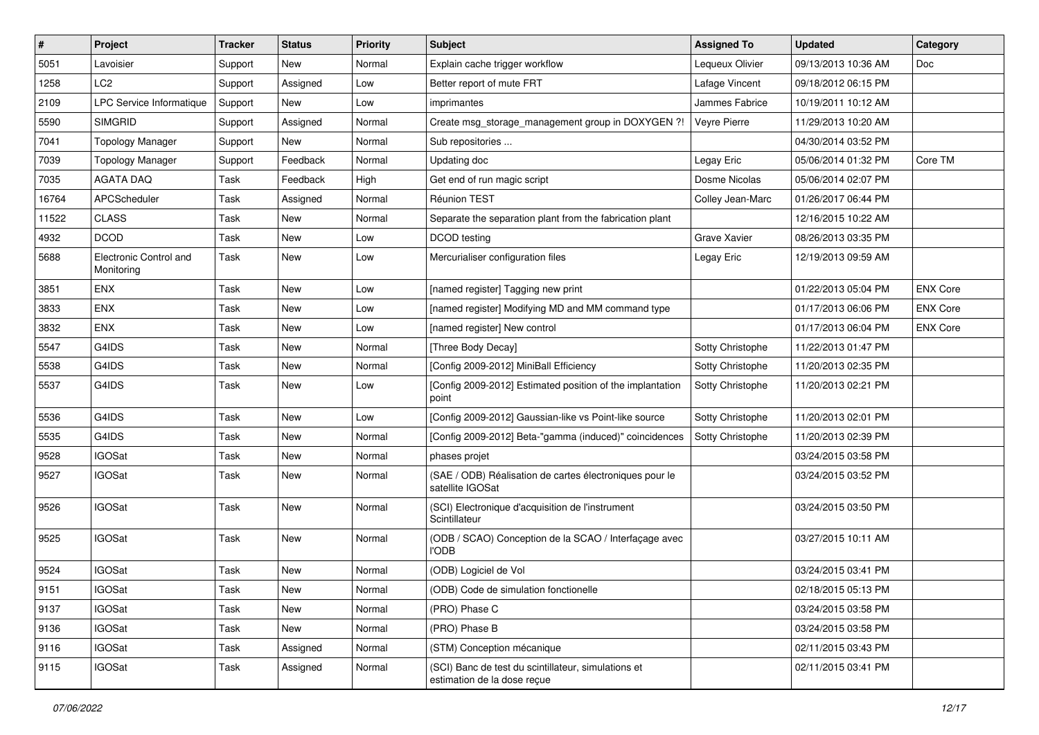| # | Project | Tracker | Status | Priority | Subject | Assigned To | Updated | Category |
|---|---|---|---|---|---|---|---|---|
| 5051 | Lavoisier | Support | New | Normal | Explain cache trigger workflow | Lequeux Olivier | 09/13/2013 10:36 AM | Doc |
| 1258 | LC2 | Support | Assigned | Low | Better report of mute FRT | Lafage Vincent | 09/18/2012 06:15 PM | |
| 2109 | LPC Service Informatique | Support | New | Low | imprimantes | Jammes Fabrice | 10/19/2011 10:12 AM | |
| 5590 | SIMGRID | Support | Assigned | Normal | Create msg_storage_management group in DOXYGEN ?! | Veyre Pierre | 11/29/2013 10:20 AM | |
| 7041 | Topology Manager | Support | New | Normal | Sub repositories ... | | 04/30/2014 03:52 PM | |
| 7039 | Topology Manager | Support | Feedback | Normal | Updating doc | Legay Eric | 05/06/2014 01:32 PM | Core TM |
| 7035 | AGATA DAQ | Task | Feedback | High | Get end of run magic script | Dosme Nicolas | 05/06/2014 02:07 PM | |
| 16764 | APCScheduler | Task | Assigned | Normal | Réunion TEST | Colley Jean-Marc | 01/26/2017 06:44 PM | |
| 11522 | CLASS | Task | New | Normal | Separate the separation plant from the fabrication plant | | 12/16/2015 10:22 AM | |
| 4932 | DCOD | Task | New | Low | DCOD testing | Grave Xavier | 08/26/2013 03:35 PM | |
| 5688 | Electronic Control and Monitoring | Task | New | Low | Mercurialiser configuration files | Legay Eric | 12/19/2013 09:59 AM | |
| 3851 | ENX | Task | New | Low | [named register] Tagging new print | | 01/22/2013 05:04 PM | ENX Core |
| 3833 | ENX | Task | New | Low | [named register] Modifying MD and MM command type | | 01/17/2013 06:06 PM | ENX Core |
| 3832 | ENX | Task | New | Low | [named register] New control | | 01/17/2013 06:04 PM | ENX Core |
| 5547 | G4IDS | Task | New | Normal | [Three Body Decay] | Sotty Christophe | 11/22/2013 01:47 PM | |
| 5538 | G4IDS | Task | New | Normal | [Config 2009-2012] MiniBall Efficiency | Sotty Christophe | 11/20/2013 02:35 PM | |
| 5537 | G4IDS | Task | New | Low | [Config 2009-2012] Estimated position of the implantation point | Sotty Christophe | 11/20/2013 02:21 PM | |
| 5536 | G4IDS | Task | New | Low | [Config 2009-2012] Gaussian-like vs Point-like source | Sotty Christophe | 11/20/2013 02:01 PM | |
| 5535 | G4IDS | Task | New | Normal | [Config 2009-2012] Beta-"gamma (induced)" coincidences | Sotty Christophe | 11/20/2013 02:39 PM | |
| 9528 | IGOSat | Task | New | Normal | phases projet | | 03/24/2015 03:58 PM | |
| 9527 | IGOSat | Task | New | Normal | (SAE / ODB) Réalisation de cartes électroniques pour le satellite IGOSat | | 03/24/2015 03:52 PM | |
| 9526 | IGOSat | Task | New | Normal | (SCI) Electronique d'acquisition de l'instrument Scintillateur | | 03/24/2015 03:50 PM | |
| 9525 | IGOSat | Task | New | Normal | (ODB / SCAO) Conception de la SCAO / Interfaçage avec l'ODB | | 03/27/2015 10:11 AM | |
| 9524 | IGOSat | Task | New | Normal | (ODB) Logiciel de Vol | | 03/24/2015 03:41 PM | |
| 9151 | IGOSat | Task | New | Normal | (ODB) Code de simulation fonctionelle | | 02/18/2015 05:13 PM | |
| 9137 | IGOSat | Task | New | Normal | (PRO) Phase C | | 03/24/2015 03:58 PM | |
| 9136 | IGOSat | Task | New | Normal | (PRO) Phase B | | 03/24/2015 03:58 PM | |
| 9116 | IGOSat | Task | Assigned | Normal | (STM) Conception mécanique | | 02/11/2015 03:43 PM | |
| 9115 | IGOSat | Task | Assigned | Normal | (SCI) Banc de test du scintillateur, simulations et estimation de la dose reçue | | 02/11/2015 03:41 PM | |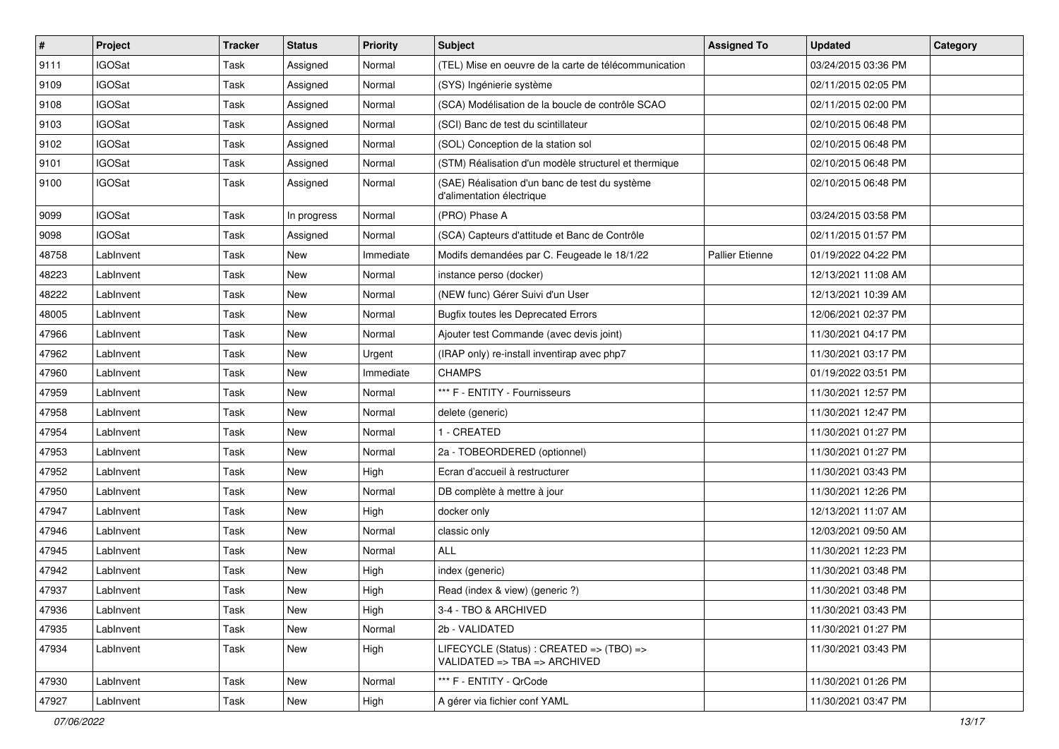| # | Project | Tracker | Status | Priority | Subject | Assigned To | Updated | Category |
|---|---|---|---|---|---|---|---|---|
| 9111 | IGOSat | Task | Assigned | Normal | (TEL) Mise en oeuvre de la carte de télécommunication | | 03/24/2015 03:36 PM | |
| 9109 | IGOSat | Task | Assigned | Normal | (SYS) Ingénierie système | | 02/11/2015 02:05 PM | |
| 9108 | IGOSat | Task | Assigned | Normal | (SCA) Modélisation de la boucle de contrôle SCAO | | 02/11/2015 02:00 PM | |
| 9103 | IGOSat | Task | Assigned | Normal | (SCI) Banc de test du scintillateur | | 02/10/2015 06:48 PM | |
| 9102 | IGOSat | Task | Assigned | Normal | (SOL) Conception de la station sol | | 02/10/2015 06:48 PM | |
| 9101 | IGOSat | Task | Assigned | Normal | (STM) Réalisation d'un modèle structurel et thermique | | 02/10/2015 06:48 PM | |
| 9100 | IGOSat | Task | Assigned | Normal | (SAE) Réalisation d'un banc de test du système d'alimentation électrique | | 02/10/2015 06:48 PM | |
| 9099 | IGOSat | Task | In progress | Normal | (PRO) Phase A | | 03/24/2015 03:58 PM | |
| 9098 | IGOSat | Task | Assigned | Normal | (SCA) Capteurs d'attitude et Banc de Contrôle | | 02/11/2015 01:57 PM | |
| 48758 | LabInvent | Task | New | Immediate | Modifs demandées par C. Feugeade le 18/1/22 | Pallier Etienne | 01/19/2022 04:22 PM | |
| 48223 | LabInvent | Task | New | Normal | instance perso (docker) | | 12/13/2021 11:08 AM | |
| 48222 | LabInvent | Task | New | Normal | (NEW func) Gérer Suivi d'un User | | 12/13/2021 10:39 AM | |
| 48005 | LabInvent | Task | New | Normal | Bugfix toutes les Deprecated Errors | | 12/06/2021 02:37 PM | |
| 47966 | LabInvent | Task | New | Normal | Ajouter test Commande (avec devis joint) | | 11/30/2021 04:17 PM | |
| 47962 | LabInvent | Task | New | Urgent | (IRAP only) re-install inventirap avec php7 | | 11/30/2021 03:17 PM | |
| 47960 | LabInvent | Task | New | Immediate | CHAMPS | | 01/19/2022 03:51 PM | |
| 47959 | LabInvent | Task | New | Normal | *** F - ENTITY - Fournisseurs | | 11/30/2021 12:57 PM | |
| 47958 | LabInvent | Task | New | Normal | delete (generic) | | 11/30/2021 12:47 PM | |
| 47954 | LabInvent | Task | New | Normal | 1 - CREATED | | 11/30/2021 01:27 PM | |
| 47953 | LabInvent | Task | New | Normal | 2a - TOBEORDERED (optionnel) | | 11/30/2021 01:27 PM | |
| 47952 | LabInvent | Task | New | High | Ecran d'accueil à restructurer | | 11/30/2021 03:43 PM | |
| 47950 | LabInvent | Task | New | Normal | DB complète à mettre à jour | | 11/30/2021 12:26 PM | |
| 47947 | LabInvent | Task | New | High | docker only | | 12/13/2021 11:07 AM | |
| 47946 | LabInvent | Task | New | Normal | classic only | | 12/03/2021 09:50 AM | |
| 47945 | LabInvent | Task | New | Normal | ALL | | 11/30/2021 12:23 PM | |
| 47942 | LabInvent | Task | New | High | index (generic) | | 11/30/2021 03:48 PM | |
| 47937 | LabInvent | Task | New | High | Read (index & view) (generic ?) | | 11/30/2021 03:48 PM | |
| 47936 | LabInvent | Task | New | High | 3-4 - TBO & ARCHIVED | | 11/30/2021 03:43 PM | |
| 47935 | LabInvent | Task | New | Normal | 2b - VALIDATED | | 11/30/2021 01:27 PM | |
| 47934 | LabInvent | Task | New | High | LIFECYCLE (Status) : CREATED => (TBO) => VALIDATED => TBA => ARCHIVED | | 11/30/2021 03:43 PM | |
| 47930 | LabInvent | Task | New | Normal | *** F - ENTITY - QrCode | | 11/30/2021 01:26 PM | |
| 47927 | LabInvent | Task | New | High | A gérer via fichier conf YAML | | 11/30/2021 03:47 PM | |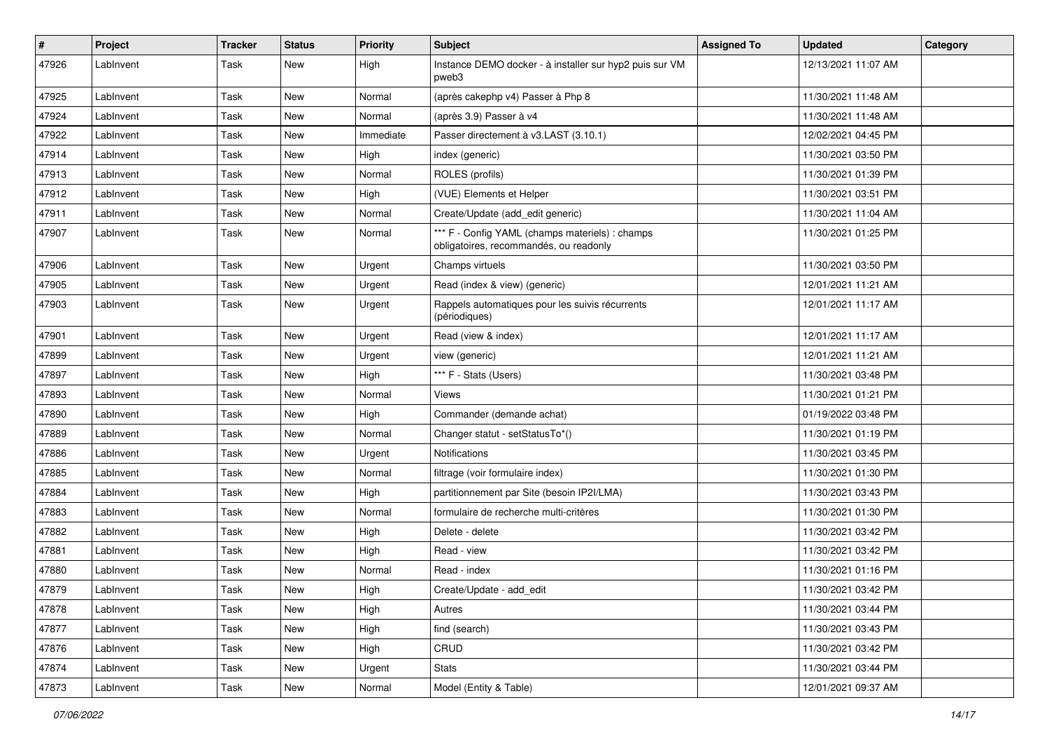| # | Project | Tracker | Status | Priority | Subject | Assigned To | Updated | Category |
|---|---|---|---|---|---|---|---|---|
| 47926 | LabInvent | Task | New | High | Instance DEMO docker - à installer sur hyp2 puis sur VM pweb3 | | 12/13/2021 11:07 AM | |
| 47925 | LabInvent | Task | New | Normal | (après cakephp v4) Passer à Php 8 | | 11/30/2021 11:48 AM | |
| 47924 | LabInvent | Task | New | Normal | (après 3.9) Passer à v4 | | 11/30/2021 11:48 AM | |
| 47922 | LabInvent | Task | New | Immediate | Passer directement à v3.LAST (3.10.1) | | 12/02/2021 04:45 PM | |
| 47914 | LabInvent | Task | New | High | index (generic) | | 11/30/2021 03:50 PM | |
| 47913 | LabInvent | Task | New | Normal | ROLES (profils) | | 11/30/2021 01:39 PM | |
| 47912 | LabInvent | Task | New | High | (VUE) Elements et Helper | | 11/30/2021 03:51 PM | |
| 47911 | LabInvent | Task | New | Normal | Create/Update (add_edit generic) | | 11/30/2021 11:04 AM | |
| 47907 | LabInvent | Task | New | Normal | *** F - Config YAML (champs materiels) : champs obligatoires, recommandés, ou readonly | | 11/30/2021 01:25 PM | |
| 47906 | LabInvent | Task | New | Urgent | Champs virtuels | | 11/30/2021 03:50 PM | |
| 47905 | LabInvent | Task | New | Urgent | Read (index & view) (generic) | | 12/01/2021 11:21 AM | |
| 47903 | LabInvent | Task | New | Urgent | Rappels automatiques pour les suivis récurrents (périodiques) | | 12/01/2021 11:17 AM | |
| 47901 | LabInvent | Task | New | Urgent | Read (view & index) | | 12/01/2021 11:17 AM | |
| 47899 | LabInvent | Task | New | Urgent | view (generic) | | 12/01/2021 11:21 AM | |
| 47897 | LabInvent | Task | New | High | *** F - Stats (Users) | | 11/30/2021 03:48 PM | |
| 47893 | LabInvent | Task | New | Normal | Views | | 11/30/2021 01:21 PM | |
| 47890 | LabInvent | Task | New | High | Commander (demande achat) | | 01/19/2022 03:48 PM | |
| 47889 | LabInvent | Task | New | Normal | Changer statut - setStatusTo*() | | 11/30/2021 01:19 PM | |
| 47886 | LabInvent | Task | New | Urgent | Notifications | | 11/30/2021 03:45 PM | |
| 47885 | LabInvent | Task | New | Normal | filtrage (voir formulaire index) | | 11/30/2021 01:30 PM | |
| 47884 | LabInvent | Task | New | High | partitionnement par Site (besoin IP2I/LMA) | | 11/30/2021 03:43 PM | |
| 47883 | LabInvent | Task | New | Normal | formulaire de recherche multi-critères | | 11/30/2021 01:30 PM | |
| 47882 | LabInvent | Task | New | High | Delete - delete | | 11/30/2021 03:42 PM | |
| 47881 | LabInvent | Task | New | High | Read - view | | 11/30/2021 03:42 PM | |
| 47880 | LabInvent | Task | New | Normal | Read - index | | 11/30/2021 01:16 PM | |
| 47879 | LabInvent | Task | New | High | Create/Update - add_edit | | 11/30/2021 03:42 PM | |
| 47878 | LabInvent | Task | New | High | Autres | | 11/30/2021 03:44 PM | |
| 47877 | LabInvent | Task | New | High | find (search) | | 11/30/2021 03:43 PM | |
| 47876 | LabInvent | Task | New | High | CRUD | | 11/30/2021 03:42 PM | |
| 47874 | LabInvent | Task | New | Urgent | Stats | | 11/30/2021 03:44 PM | |
| 47873 | LabInvent | Task | New | Normal | Model (Entity & Table) | | 12/01/2021 09:37 AM | |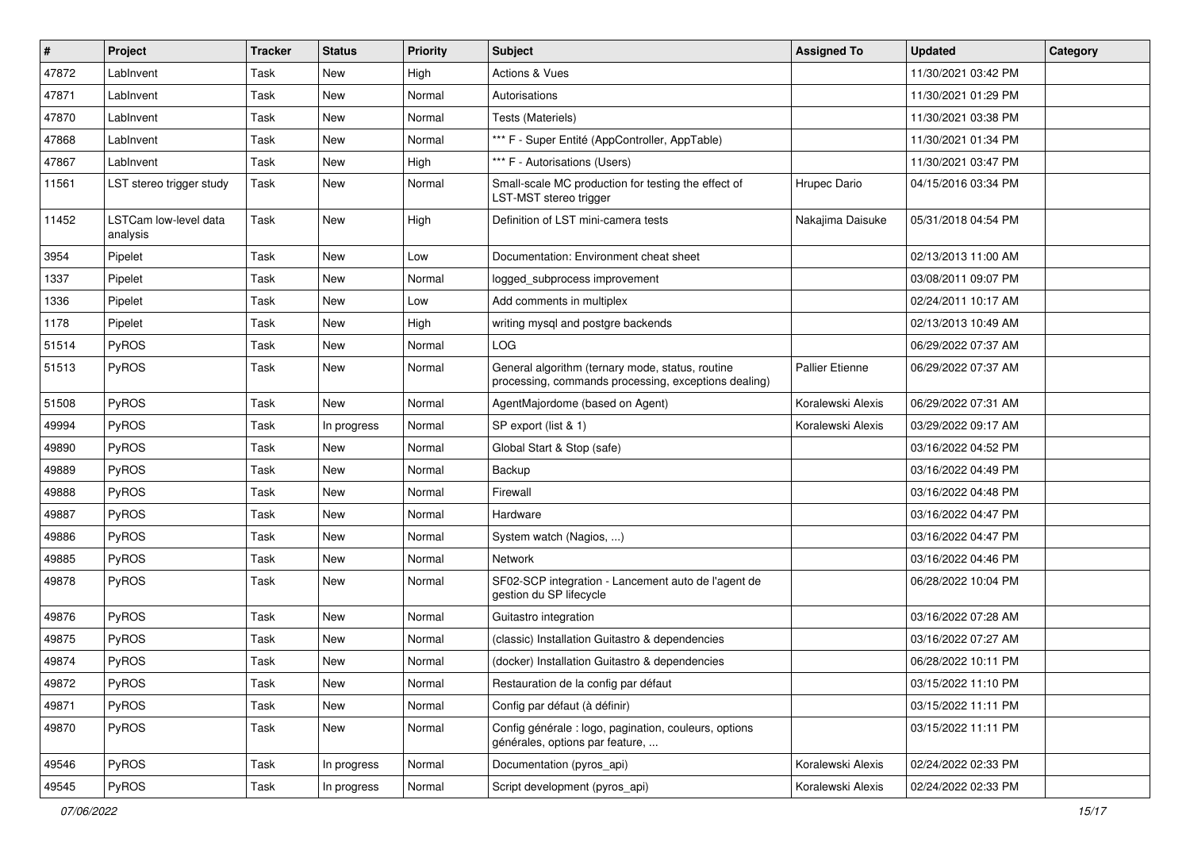| # | Project | Tracker | Status | Priority | Subject | Assigned To | Updated | Category |
|---|---|---|---|---|---|---|---|---|
| 47872 | LabInvent | Task | New | High | Actions & Vues | | 11/30/2021 03:42 PM | |
| 47871 | LabInvent | Task | New | Normal | Autorisations | | 11/30/2021 01:29 PM | |
| 47870 | LabInvent | Task | New | Normal | Tests (Materiels) | | 11/30/2021 03:38 PM | |
| 47868 | LabInvent | Task | New | Normal | *** F - Super Entité (AppController, AppTable) | | 11/30/2021 01:34 PM | |
| 47867 | LabInvent | Task | New | High | *** F - Autorisations (Users) | | 11/30/2021 03:47 PM | |
| 11561 | LST stereo trigger study | Task | New | Normal | Small-scale MC production for testing the effect of LST-MST stereo trigger | Hrupec Dario | 04/15/2016 03:34 PM | |
| 11452 | LSTCam low-level data analysis | Task | New | High | Definition of LST mini-camera tests | Nakajima Daisuke | 05/31/2018 04:54 PM | |
| 3954 | Pipelet | Task | New | Low | Documentation: Environment cheat sheet | | 02/13/2013 11:00 AM | |
| 1337 | Pipelet | Task | New | Normal | logged_subprocess improvement | | 03/08/2011 09:07 PM | |
| 1336 | Pipelet | Task | New | Low | Add comments in multiplex | | 02/24/2011 10:17 AM | |
| 1178 | Pipelet | Task | New | High | writing mysql and postgre backends | | 02/13/2013 10:49 AM | |
| 51514 | PyROS | Task | New | Normal | LOG | | 06/29/2022 07:37 AM | |
| 51513 | PyROS | Task | New | Normal | General algorithm (ternary mode, status, routine processing, commands processing, exceptions dealing) | Pallier Etienne | 06/29/2022 07:37 AM | |
| 51508 | PyROS | Task | New | Normal | AgentMajordome (based on Agent) | Koralewski Alexis | 06/29/2022 07:31 AM | |
| 49994 | PyROS | Task | In progress | Normal | SP export (list & 1) | Koralewski Alexis | 03/29/2022 09:17 AM | |
| 49890 | PyROS | Task | New | Normal | Global Start & Stop (safe) | | 03/16/2022 04:52 PM | |
| 49889 | PyROS | Task | New | Normal | Backup | | 03/16/2022 04:49 PM | |
| 49888 | PyROS | Task | New | Normal | Firewall | | 03/16/2022 04:48 PM | |
| 49887 | PyROS | Task | New | Normal | Hardware | | 03/16/2022 04:47 PM | |
| 49886 | PyROS | Task | New | Normal | System watch (Nagios, ...) | | 03/16/2022 04:47 PM | |
| 49885 | PyROS | Task | New | Normal | Network | | 03/16/2022 04:46 PM | |
| 49878 | PyROS | Task | New | Normal | SF02-SCP integration - Lancement auto de l'agent de gestion du SP lifecycle | | 06/28/2022 10:04 PM | |
| 49876 | PyROS | Task | New | Normal | Guitastro integration | | 03/16/2022 07:28 AM | |
| 49875 | PyROS | Task | New | Normal | (classic) Installation Guitastro & dependencies | | 03/16/2022 07:27 AM | |
| 49874 | PyROS | Task | New | Normal | (docker) Installation Guitastro & dependencies | | 06/28/2022 10:11 PM | |
| 49872 | PyROS | Task | New | Normal | Restauration de la config par défaut | | 03/15/2022 11:10 PM | |
| 49871 | PyROS | Task | New | Normal | Config par défaut (à définir) | | 03/15/2022 11:11 PM | |
| 49870 | PyROS | Task | New | Normal | Config générale : logo, pagination, couleurs, options générales, options par feature, ... | | 03/15/2022 11:11 PM | |
| 49546 | PyROS | Task | In progress | Normal | Documentation (pyros_api) | Koralewski Alexis | 02/24/2022 02:33 PM | |
| 49545 | PyROS | Task | In progress | Normal | Script development (pyros_api) | Koralewski Alexis | 02/24/2022 02:33 PM | |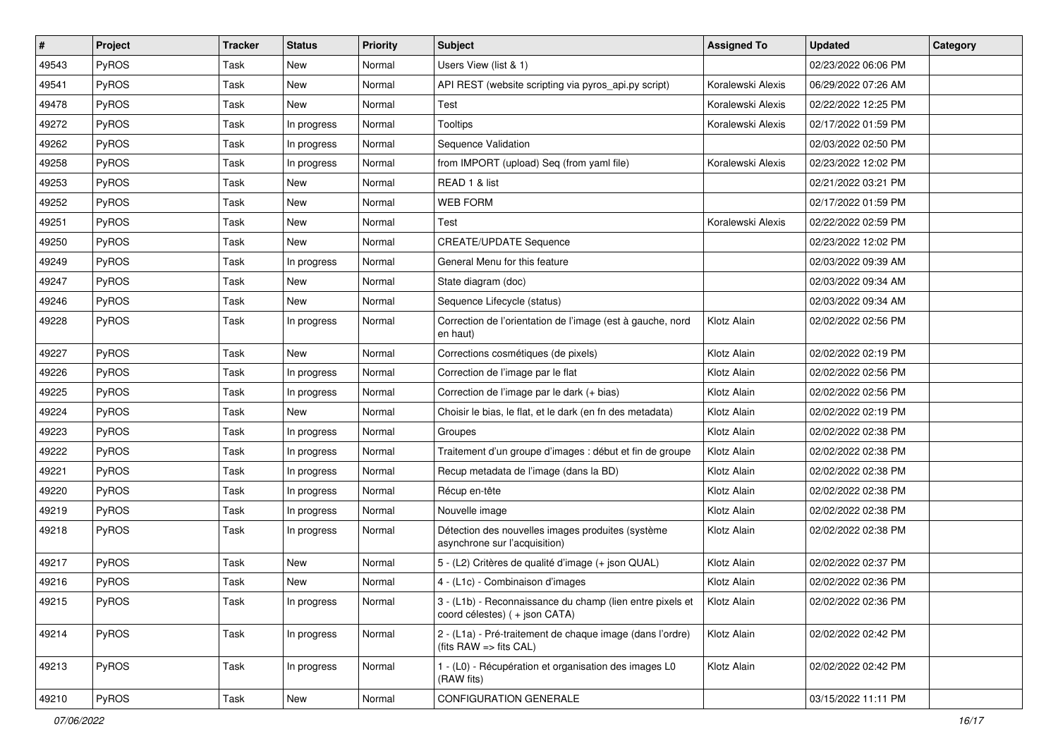| # | Project | Tracker | Status | Priority | Subject | Assigned To | Updated | Category |
|---|---|---|---|---|---|---|---|---|
| 49543 | PyROS | Task | New | Normal | Users View (list & 1) | | 02/23/2022 06:06 PM | |
| 49541 | PyROS | Task | New | Normal | API REST (website scripting via pyros_api.py script) | Koralewski Alexis | 06/29/2022 07:26 AM | |
| 49478 | PyROS | Task | New | Normal | Test | Koralewski Alexis | 02/22/2022 12:25 PM | |
| 49272 | PyROS | Task | In progress | Normal | Tooltips | Koralewski Alexis | 02/17/2022 01:59 PM | |
| 49262 | PyROS | Task | In progress | Normal | Sequence Validation | | 02/03/2022 02:50 PM | |
| 49258 | PyROS | Task | In progress | Normal | from IMPORT (upload) Seq (from yaml file) | Koralewski Alexis | 02/23/2022 12:02 PM | |
| 49253 | PyROS | Task | New | Normal | READ 1 & list | | 02/21/2022 03:21 PM | |
| 49252 | PyROS | Task | New | Normal | WEB FORM | | 02/17/2022 01:59 PM | |
| 49251 | PyROS | Task | New | Normal | Test | Koralewski Alexis | 02/22/2022 02:59 PM | |
| 49250 | PyROS | Task | New | Normal | CREATE/UPDATE Sequence | | 02/23/2022 12:02 PM | |
| 49249 | PyROS | Task | In progress | Normal | General Menu for this feature | | 02/03/2022 09:39 AM | |
| 49247 | PyROS | Task | New | Normal | State diagram (doc) | | 02/03/2022 09:34 AM | |
| 49246 | PyROS | Task | New | Normal | Sequence Lifecycle (status) | | 02/03/2022 09:34 AM | |
| 49228 | PyROS | Task | In progress | Normal | Correction de l'orientation de l'image (est à gauche, nord en haut) | Klotz Alain | 02/02/2022 02:56 PM | |
| 49227 | PyROS | Task | New | Normal | Corrections cosmétiques (de pixels) | Klotz Alain | 02/02/2022 02:19 PM | |
| 49226 | PyROS | Task | In progress | Normal | Correction de l'image par le flat | Klotz Alain | 02/02/2022 02:56 PM | |
| 49225 | PyROS | Task | In progress | Normal | Correction de l'image par le dark (+ bias) | Klotz Alain | 02/02/2022 02:56 PM | |
| 49224 | PyROS | Task | New | Normal | Choisir le bias, le flat, et le dark (en fn des metadata) | Klotz Alain | 02/02/2022 02:19 PM | |
| 49223 | PyROS | Task | In progress | Normal | Groupes | Klotz Alain | 02/02/2022 02:38 PM | |
| 49222 | PyROS | Task | In progress | Normal | Traitement d'un groupe d'images : début et fin de groupe | Klotz Alain | 02/02/2022 02:38 PM | |
| 49221 | PyROS | Task | In progress | Normal | Recup metadata de l'image (dans la BD) | Klotz Alain | 02/02/2022 02:38 PM | |
| 49220 | PyROS | Task | In progress | Normal | Récup en-tête | Klotz Alain | 02/02/2022 02:38 PM | |
| 49219 | PyROS | Task | In progress | Normal | Nouvelle image | Klotz Alain | 02/02/2022 02:38 PM | |
| 49218 | PyROS | Task | In progress | Normal | Détection des nouvelles images produites (système asynchrone sur l'acquisition) | Klotz Alain | 02/02/2022 02:38 PM | |
| 49217 | PyROS | Task | New | Normal | 5 - (L2) Critères de qualité d'image (+ json QUAL) | Klotz Alain | 02/02/2022 02:37 PM | |
| 49216 | PyROS | Task | New | Normal | 4 - (L1c) - Combinaison d'images | Klotz Alain | 02/02/2022 02:36 PM | |
| 49215 | PyROS | Task | In progress | Normal | 3 - (L1b) - Reconnaissance du champ (lien entre pixels et coord célestes) ( + json CATA) | Klotz Alain | 02/02/2022 02:36 PM | |
| 49214 | PyROS | Task | In progress | Normal | 2 - (L1a) - Pré-traitement de chaque image (dans l'ordre) (fits RAW => fits CAL) | Klotz Alain | 02/02/2022 02:42 PM | |
| 49213 | PyROS | Task | In progress | Normal | 1 - (L0) - Récupération et organisation des images L0 (RAW fits) | Klotz Alain | 02/02/2022 02:42 PM | |
| 49210 | PyROS | Task | New | Normal | CONFIGURATION GENERALE | | 03/15/2022 11:11 PM | |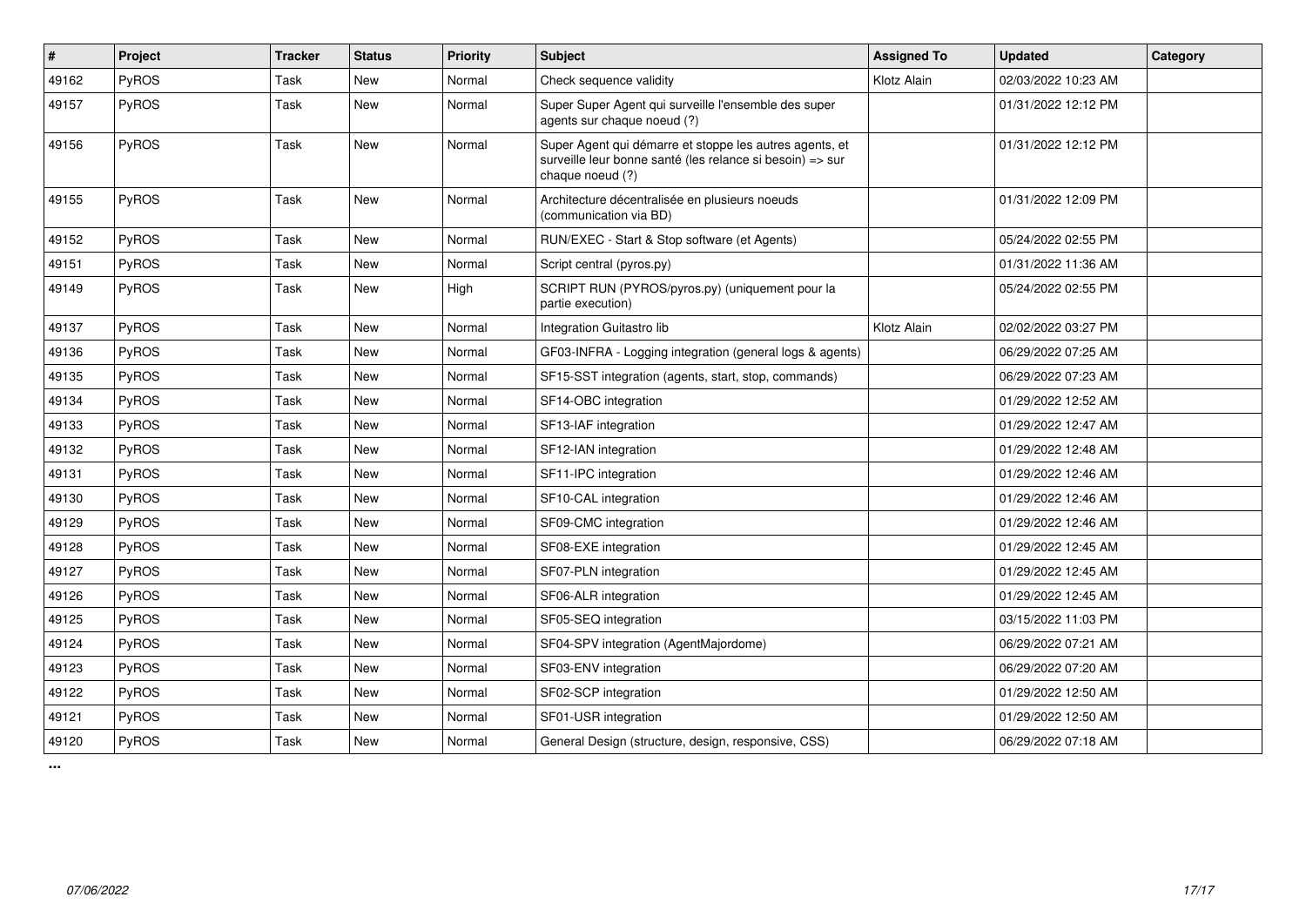| # | Project | Tracker | Status | Priority | Subject | Assigned To | Updated | Category |
|---|---|---|---|---|---|---|---|---|
| 49162 | PyROS | Task | New | Normal | Check sequence validity | Klotz Alain | 02/03/2022 10:23 AM | |
| 49157 | PyROS | Task | New | Normal | Super Super Agent qui surveille l'ensemble des super agents sur chaque noeud (?) | | 01/31/2022 12:12 PM | |
| 49156 | PyROS | Task | New | Normal | Super Agent qui démarre et stoppe les autres agents, et surveille leur bonne santé (les relance si besoin) => sur chaque noeud (?) | | 01/31/2022 12:12 PM | |
| 49155 | PyROS | Task | New | Normal | Architecture décentralisée en plusieurs noeuds (communication via BD) | | 01/31/2022 12:09 PM | |
| 49152 | PyROS | Task | New | Normal | RUN/EXEC - Start & Stop software (et Agents) | | 05/24/2022 02:55 PM | |
| 49151 | PyROS | Task | New | Normal | Script central (pyros.py) | | 01/31/2022 11:36 AM | |
| 49149 | PyROS | Task | New | High | SCRIPT RUN (PYROS/pyros.py) (uniquement pour la partie execution) | | 05/24/2022 02:55 PM | |
| 49137 | PyROS | Task | New | Normal | Integration Guitastro lib | Klotz Alain | 02/02/2022 03:27 PM | |
| 49136 | PyROS | Task | New | Normal | GF03-INFRA - Logging integration (general logs & agents) | | 06/29/2022 07:25 AM | |
| 49135 | PyROS | Task | New | Normal | SF15-SST integration (agents, start, stop, commands) | | 06/29/2022 07:23 AM | |
| 49134 | PyROS | Task | New | Normal | SF14-OBC integration | | 01/29/2022 12:52 AM | |
| 49133 | PyROS | Task | New | Normal | SF13-IAF integration | | 01/29/2022 12:47 AM | |
| 49132 | PyROS | Task | New | Normal | SF12-IAN integration | | 01/29/2022 12:48 AM | |
| 49131 | PyROS | Task | New | Normal | SF11-IPC integration | | 01/29/2022 12:46 AM | |
| 49130 | PyROS | Task | New | Normal | SF10-CAL integration | | 01/29/2022 12:46 AM | |
| 49129 | PyROS | Task | New | Normal | SF09-CMC integration | | 01/29/2022 12:46 AM | |
| 49128 | PyROS | Task | New | Normal | SF08-EXE integration | | 01/29/2022 12:45 AM | |
| 49127 | PyROS | Task | New | Normal | SF07-PLN integration | | 01/29/2022 12:45 AM | |
| 49126 | PyROS | Task | New | Normal | SF06-ALR integration | | 01/29/2022 12:45 AM | |
| 49125 | PyROS | Task | New | Normal | SF05-SEQ integration | | 03/15/2022 11:03 PM | |
| 49124 | PyROS | Task | New | Normal | SF04-SPV integration (AgentMajordome) | | 06/29/2022 07:21 AM | |
| 49123 | PyROS | Task | New | Normal | SF03-ENV integration | | 06/29/2022 07:20 AM | |
| 49122 | PyROS | Task | New | Normal | SF02-SCP integration | | 01/29/2022 12:50 AM | |
| 49121 | PyROS | Task | New | Normal | SF01-USR integration | | 01/29/2022 12:50 AM | |
| 49120 | PyROS | Task | New | Normal | General Design (structure, design, responsive, CSS) | | 06/29/2022 07:18 AM | |

...